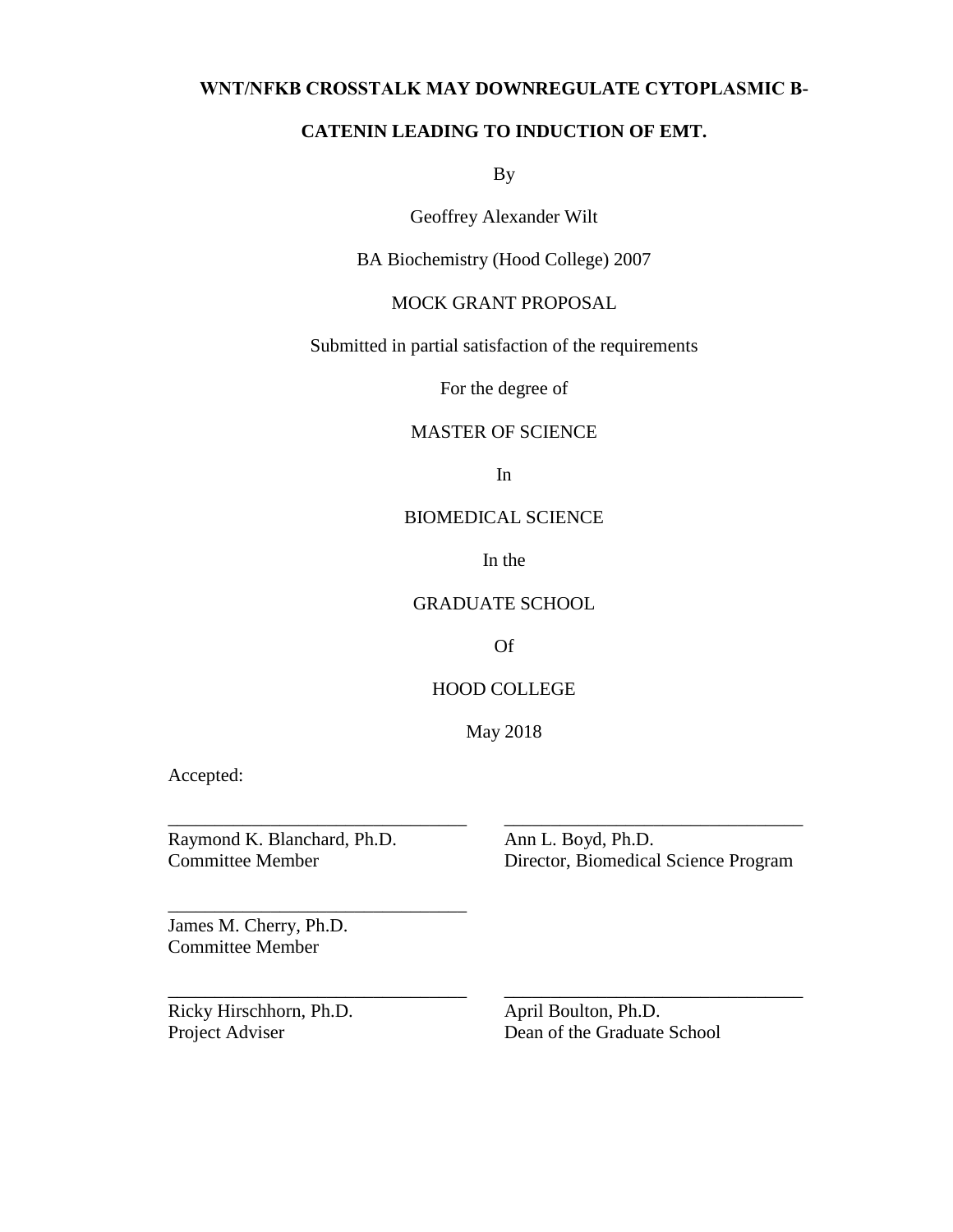# WNT/NFKB CROSSTALK MAY DOWNREGULATE CYTOPLASMIC B-CATENIN LEADING TO INDUCTION OF EMT.

By

Geoffrey Alexander Wilt

BA Biochemistry (Hood College) 2007

MOCK GRANT PROPOSAL

Submitted in partial satisfaction of the requirements

For the degree of

MASTER OF SCIENCE

In

BIOMEDICAL SCIENCE

In the

GRADUATE SCHOOL

Of

HOOD COLLEGE

May 2018

Accepted:

________________________________
Raymond K. Blanchard, Ph.D.
Committee Member

________________________________
Ann L. Boyd, Ph.D.
Director, Biomedical Science Program

________________________________
James M. Cherry, Ph.D.
Committee Member

________________________________
Ricky Hirschhorn, Ph.D.
Project Adviser

________________________________
April Boulton, Ph.D.
Dean of the Graduate School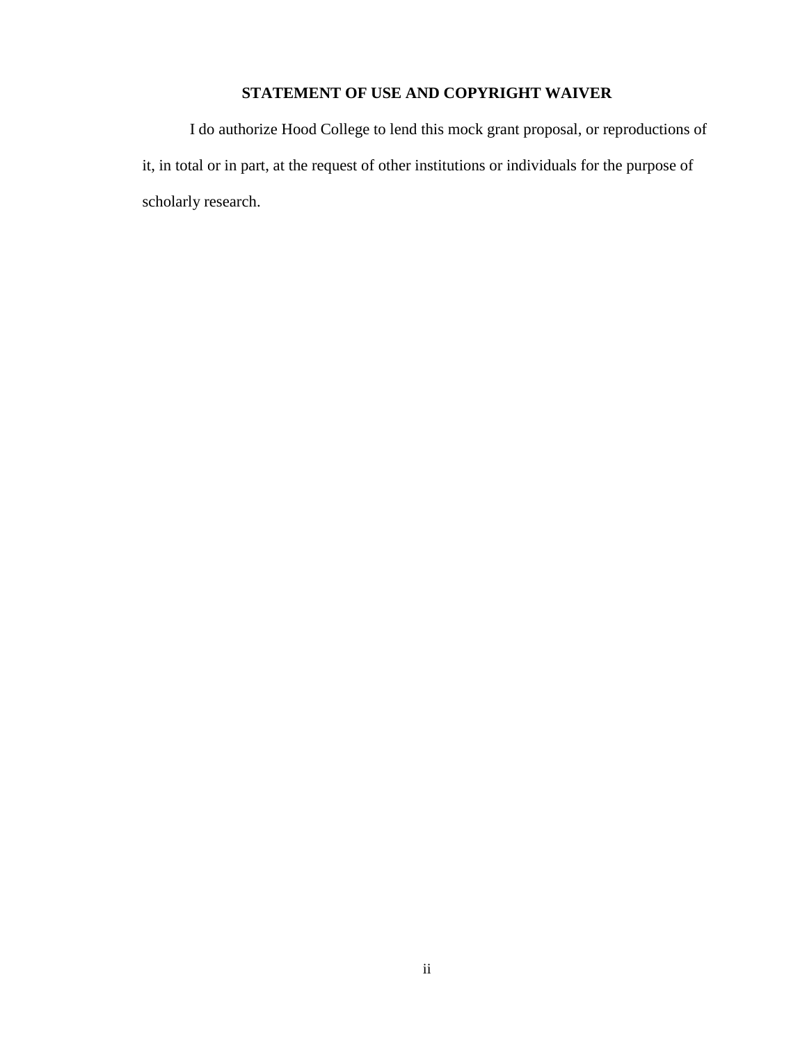## STATEMENT OF USE AND COPYRIGHT WAIVER

I do authorize Hood College to lend this mock grant proposal, or reproductions of it, in total or in part, at the request of other institutions or individuals for the purpose of scholarly research.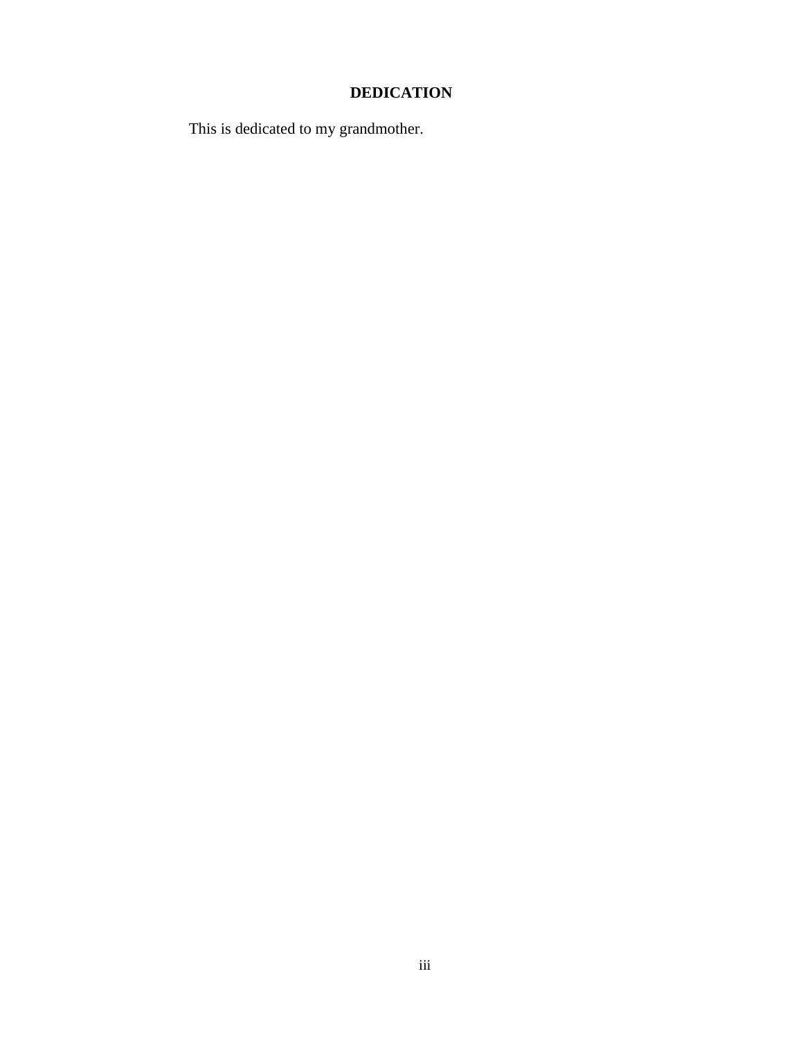# DEDICATION

This is dedicated to my grandmother.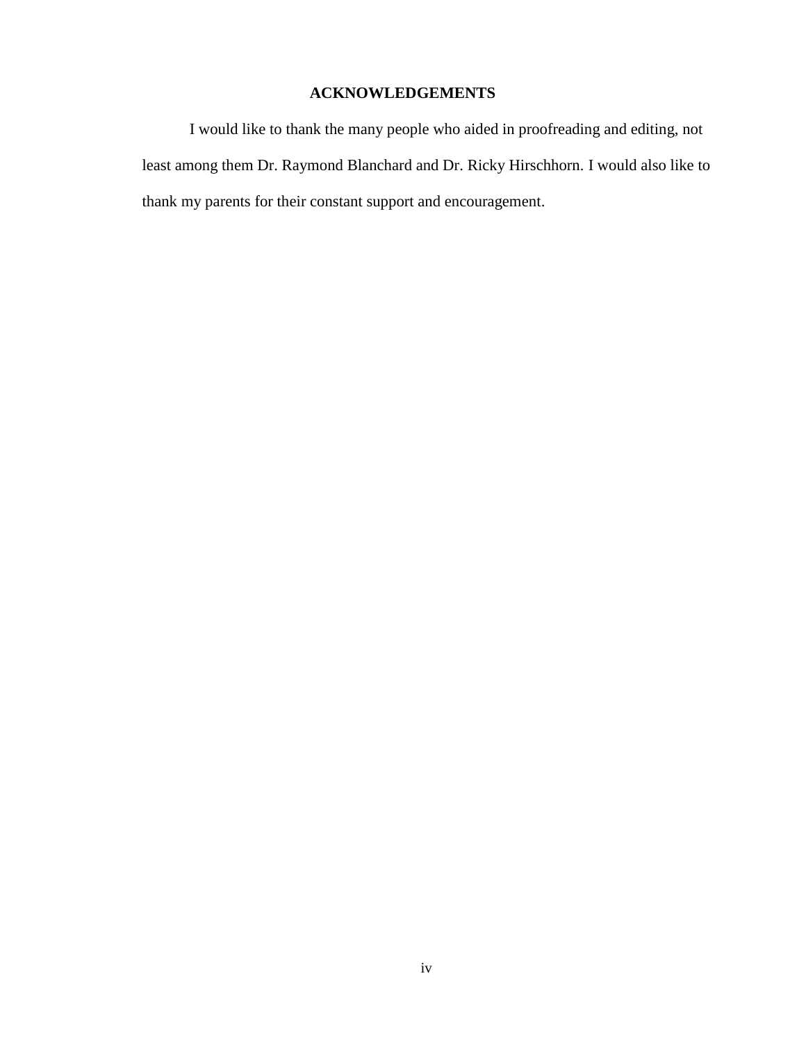## ACKNOWLEDGEMENTS

I would like to thank the many people who aided in proofreading and editing, not least among them Dr. Raymond Blanchard and Dr. Ricky Hirschhorn. I would also like to thank my parents for their constant support and encouragement.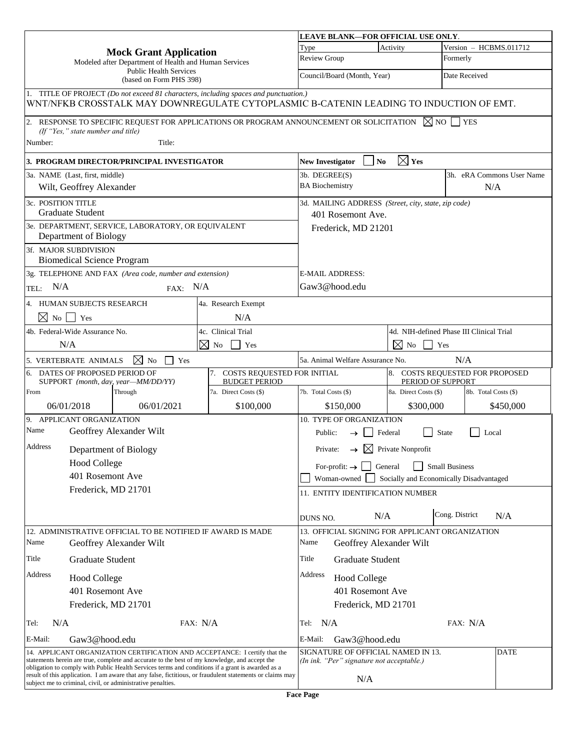# Mock Grant Application

Modeled after Department of Health and Human Services
Public Health Services
(based on Form PHS 398)

| LEAVE BLANK—FOR OFFICIAL USE ONLY. | | |
|---|---|---|
| Type | Activity | Version – HCBMS.011712 |
| Review Group | | Formerly |
| Council/Board (Month, Year) | | Date Received |

**1. TITLE OF PROJECT** *(Do not exceed 81 characters, including spaces and punctuation.)*

WNT/NFKB CROSSTALK MAY DOWNREGULATE CYTOPLASMIC B-CATENIN LEADING TO INDUCTION OF EMT.

**2. RESPONSE TO SPECIFIC REQUEST FOR APPLICATIONS OR PROGRAM ANNOUNCEMENT OR SOLICITATION** ☒ NO ☐ YES
*(If "Yes," state number and title)*

Number: Title:

**3. PROGRAM DIRECTOR/PRINCIPAL INVESTIGATOR**

New Investigator ☐ No ☒ Yes

| 3a. NAME (Last, first, middle) | 3b. DEGREE(S) | 3h. eRA Commons User Name |
|---|---|---|
| Wilt, Geoffrey Alexander | BA Biochemistry | N/A |

3c. POSITION TITLE
Graduate Student

3d. MAILING ADDRESS *(Street, city, state, zip code)*
401 Rosemont Ave.
Frederick, MD 21201

3e. DEPARTMENT, SERVICE, LABORATORY, OR EQUIVALENT
Department of Biology

3f. MAJOR SUBDIVISION
Biomedical Science Program

3g. TELEPHONE AND FAX *(Area code, number and extension)*
TEL: N/A FAX: N/A

E-MAIL ADDRESS:
Gaw3@hood.edu

| 4. HUMAN SUBJECTS RESEARCH | 4a. Research Exempt | |
|---|---|---|
| ☒ No ☐ Yes | N/A | |
| **4b. Federal-Wide Assurance No.** | **4c. Clinical Trial** | **4d. NIH-defined Phase III Clinical Trial** |
| N/A | ☒ No ☐ Yes | ☒ No ☐ Yes |

5. VERTEBRATE ANIMALS ☒ No ☐ Yes

5a. Animal Welfare Assurance No. N/A

| 6. DATES OF PROPOSED PERIOD OF SUPPORT *(month, day, year—MM/DD/YY)* | | 7. COSTS REQUESTED FOR INITIAL BUDGET PERIOD | | 8. COSTS REQUESTED FOR PROPOSED PERIOD OF SUPPORT | |
|---|---|---|---|---|---|
| From | Through | 7a. Direct Costs ($) | 7b. Total Costs ($) | 8a. Direct Costs ($) | 8b. Total Costs ($) |
| 06/01/2018 | 06/01/2021 | $100,000 | $150,000 | $300,000 | $450,000 |

**9. APPLICANT ORGANIZATION**

Name: Geoffrey Alexander Wilt

Address: Department of Biology
Hood College
401 Rosemont Ave
Frederick, MD 21701

**10. TYPE OF ORGANIZATION**

Public: → ☐ Federal ☐ State ☐ Local

Private: → ☒ Private Nonprofit

For-profit: → ☐ General ☐ Small Business

☐ Woman-owned ☐ Socially and Economically Disadvantaged

**11. ENTITY IDENTIFICATION NUMBER**

DUNS NO. N/A Cong. District N/A

**12. ADMINISTRATIVE OFFICIAL TO BE NOTIFIED IF AWARD IS MADE**

Name: Geoffrey Alexander Wilt
Title: Graduate Student
Address: Hood College
401 Rosemont Ave
Frederick, MD 21701
Tel: N/A FAX: N/A
E-Mail: Gaw3@hood.edu

**13. OFFICIAL SIGNING FOR APPLICANT ORGANIZATION**

Name: Geoffrey Alexander Wilt
Title: Graduate Student
Address: Hood College
401 Rosemont Ave
Frederick, MD 21701
Tel: N/A FAX: N/A
E-Mail: Gaw3@hood.edu

**14. APPLICANT ORGANIZATION CERTIFICATION AND ACCEPTANCE:** I certify that the statements herein are true, complete and accurate to the best of my knowledge, and accept the obligation to comply with Public Health Services terms and conditions if a grant is awarded as a result of this application. I am aware that any false, fictitious, or fraudulent statements or claims may subject me to criminal, civil, or administrative penalties.

| SIGNATURE OF OFFICIAL NAMED IN 13. *(In ink. "Per" signature not acceptable.)* | DATE |
|---|---|
| N/A | |

**Face Page**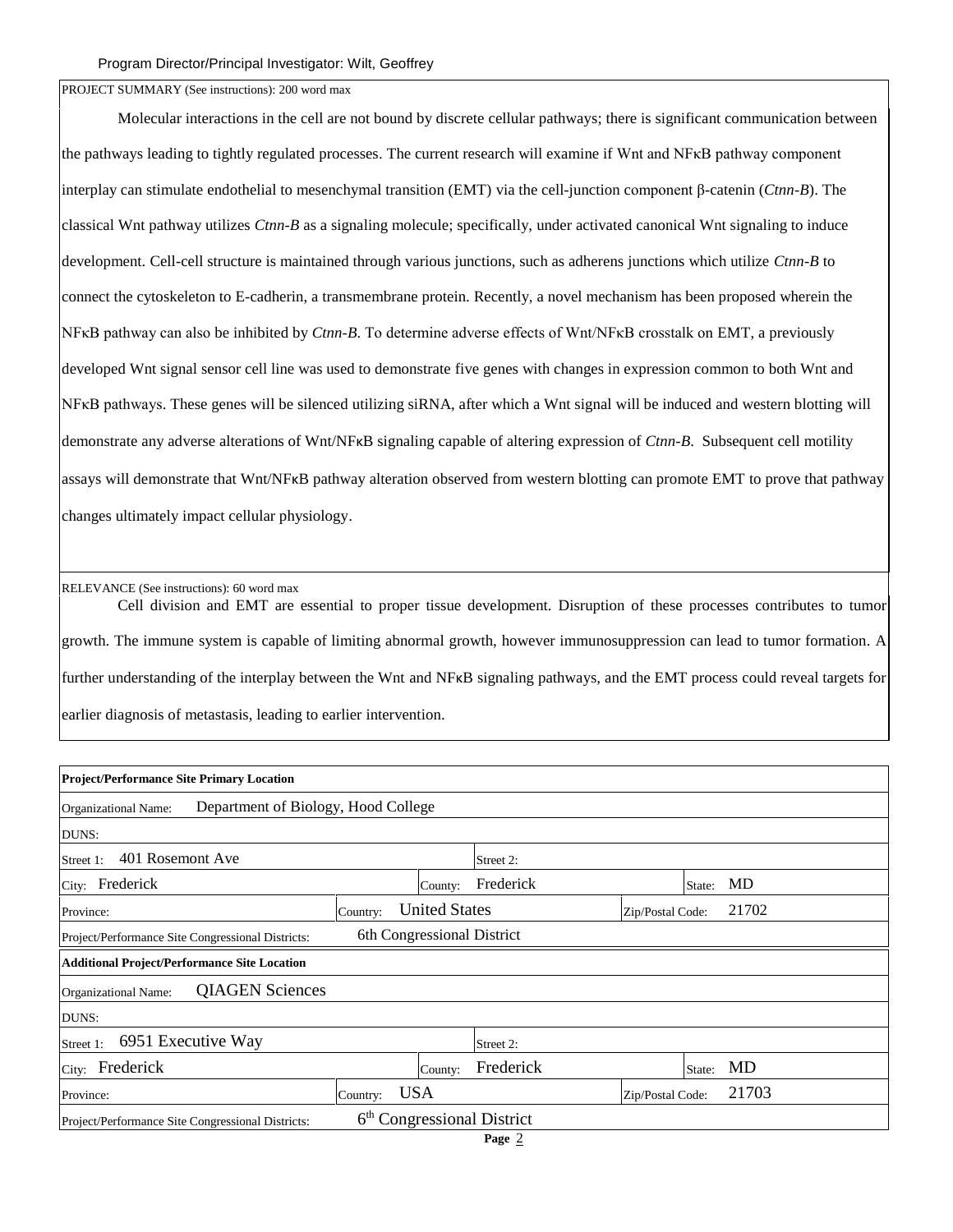PROJECT SUMMARY (See instructions): 200 word max

Molecular interactions in the cell are not bound by discrete cellular pathways; there is significant communication between the pathways leading to tightly regulated processes. The current research will examine if Wnt and NFκB pathway component interplay can stimulate endothelial to mesenchymal transition (EMT) via the cell-junction component β-catenin (*Ctnn-B*). The classical Wnt pathway utilizes *Ctnn-B* as a signaling molecule; specifically, under activated canonical Wnt signaling to induce development. Cell-cell structure is maintained through various junctions, such as adherens junctions which utilize *Ctnn-B* to connect the cytoskeleton to E-cadherin, a transmembrane protein. Recently, a novel mechanism has been proposed wherein the NFκB pathway can also be inhibited by *Ctnn-B*. To determine adverse effects of Wnt/NFκB crosstalk on EMT, a previously developed Wnt signal sensor cell line was used to demonstrate five genes with changes in expression common to both Wnt and NFκB pathways. These genes will be silenced utilizing siRNA, after which a Wnt signal will be induced and western blotting will demonstrate any adverse alterations of Wnt/NFκB signaling capable of altering expression of *Ctnn-B*. Subsequent cell motility assays will demonstrate that Wnt/NFκB pathway alteration observed from western blotting can promote EMT to prove that pathway changes ultimately impact cellular physiology.

RELEVANCE (See instructions): 60 word max

Cell division and EMT are essential to proper tissue development. Disruption of these processes contributes to tumor growth. The immune system is capable of limiting abnormal growth, however immunosuppression can lead to tumor formation. A further understanding of the interplay between the Wnt and NFκB signaling pathways, and the EMT process could reveal targets for earlier diagnosis of metastasis, leading to earlier intervention.

| **Project/Performance Site Primary Location** | | | | | |
|---|---|---|---|---|---|
| Organizational Name: Department of Biology, Hood College | | | | | |
| DUNS: | | | | | |
| Street 1: 401 Rosemont Ave | | | Street 2: | | |
| City: Frederick | | County: Frederick | | State: MD | |
| Province: | Country: United States | | Zip/Postal Code: 21702 | | |
| Project/Performance Site Congressional Districts: | 6th Congressional District | | | | |
| **Additional Project/Performance Site Location** | | | | | |
| Organizational Name: QIAGEN Sciences | | | | | |
| DUNS: | | | | | |
| Street 1: 6951 Executive Way | | | Street 2: | | |
| City: Frederick | | County: Frederick | | State: MD | |
| Province: | Country: USA | | Zip/Postal Code: 21703 | | |
| Project/Performance Site Congressional Districts: | 6th Congressional District | | | | |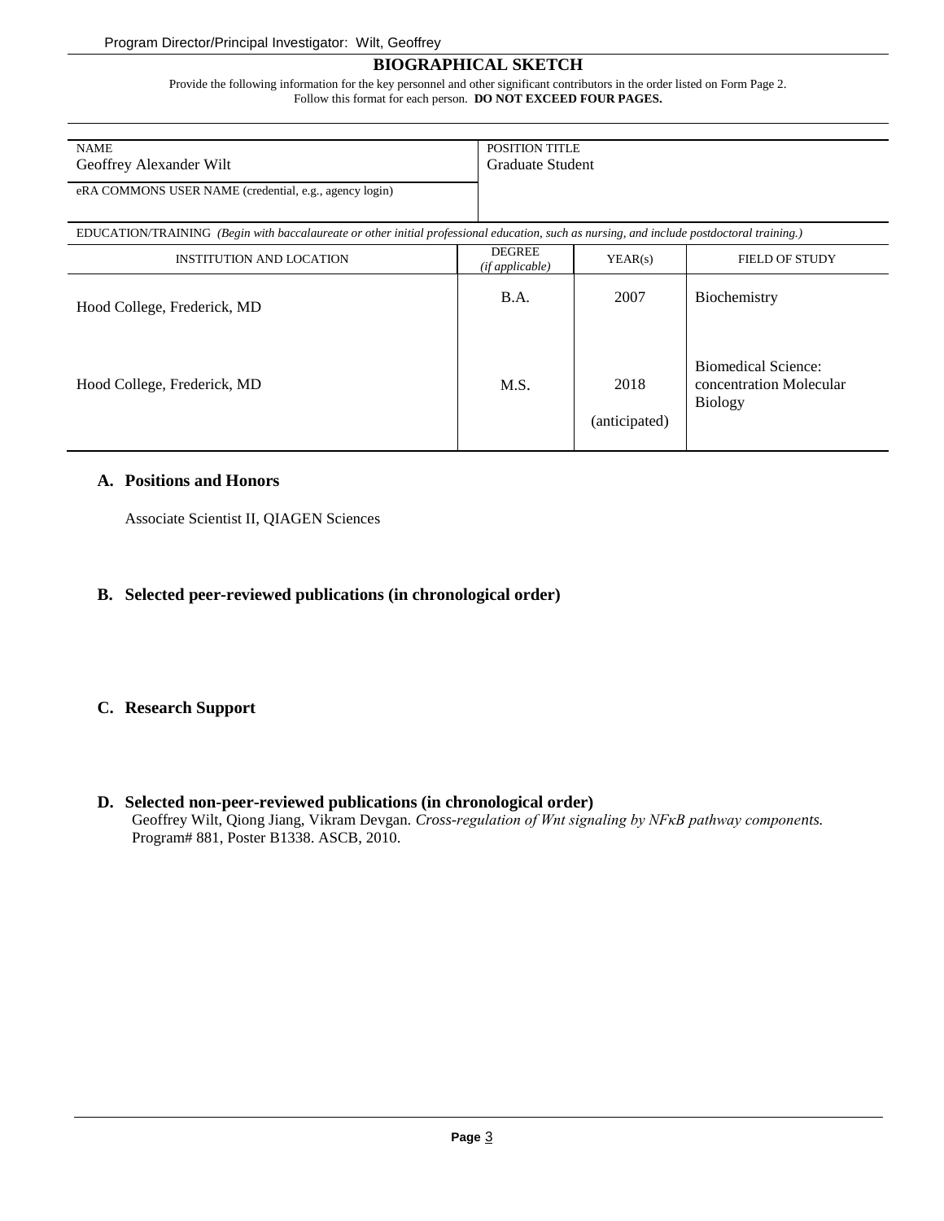# BIOGRAPHICAL SKETCH

Provide the following information for the key personnel and other significant contributors in the order listed on Form Page 2.
Follow this format for each person. **DO NOT EXCEED FOUR PAGES.**

| NAME | POSITION TITLE |
| --- | --- |
| Geoffrey Alexander Wilt | Graduate Student |
| eRA COMMONS USER NAME (credential, e.g., agency login) | |

EDUCATION/TRAINING *(Begin with baccalaureate or other initial professional education, such as nursing, and include postdoctoral training.)*

| INSTITUTION AND LOCATION | DEGREE *(if applicable)* | YEAR(s) | FIELD OF STUDY |
| --- | --- | --- | --- |
| Hood College, Frederick, MD | B.A. | 2007 | Biochemistry |
| Hood College, Frederick, MD | M.S. | 2018 (anticipated) | Biomedical Science: concentration Molecular Biology |

## A. Positions and Honors

Associate Scientist II, QIAGEN Sciences

## B. Selected peer-reviewed publications (in chronological order)

## C. Research Support

## D. Selected non-peer-reviewed publications (in chronological order)

Geoffrey Wilt, Qiong Jiang, Vikram Devgan. *Cross-regulation of Wnt signaling by NFκB pathway components.* Program# 881, Poster B1338. ASCB, 2010.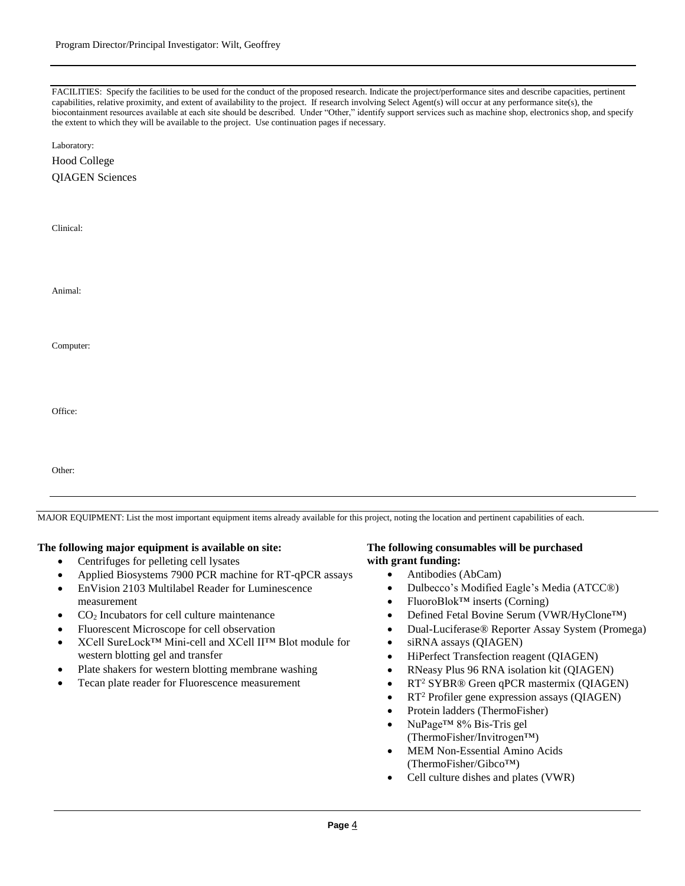FACILITIES: Specify the facilities to be used for the conduct of the proposed research. Indicate the project/performance sites and describe capacities, pertinent capabilities, relative proximity, and extent of availability to the project. If research involving Select Agent(s) will occur at any performance site(s), the biocontainment resources available at each site should be described. Under "Other," identify support services such as machine shop, electronics shop, and specify the extent to which they will be available to the project. Use continuation pages if necessary.

Laboratory:

Hood College

QIAGEN Sciences

Clinical:

Animal:

Computer:

Office:

Other:

MAJOR EQUIPMENT: List the most important equipment items already available for this project, noting the location and pertinent capabilities of each.

**The following major equipment is available on site:**

- Centrifuges for pelleting cell lysates
- Applied Biosystems 7900 PCR machine for RT-qPCR assays
- EnVision 2103 Multilabel Reader for Luminescence measurement
- $CO_2$ Incubators for cell culture maintenance
- Fluorescent Microscope for cell observation
- XCell SureLock™ Mini-cell and XCell II™ Blot module for western blotting gel and transfer
- Plate shakers for western blotting membrane washing
- Tecan plate reader for Fluorescence measurement

**The following consumables will be purchased with grant funding:**

- Antibodies (AbCam)
- Dulbecco's Modified Eagle's Media (ATCC®)
- FluoroBlok™ inserts (Corning)
- Defined Fetal Bovine Serum (VWR/HyClone™)
- Dual-Luciferase® Reporter Assay System (Promega)
- siRNA assays (QIAGEN)
- HiPerfect Transfection reagent (QIAGEN)
- RNeasy Plus 96 RNA isolation kit (QIAGEN)
- $RT^2$ SYBR® Green qPCR mastermix (QIAGEN)
- $RT^2$ Profiler gene expression assays (QIAGEN)
- Protein ladders (ThermoFisher)
- NuPage™ 8% Bis-Tris gel (ThermoFisher/Invitrogen™)
- MEM Non-Essential Amino Acids (ThermoFisher/Gibco™)
- Cell culture dishes and plates (VWR)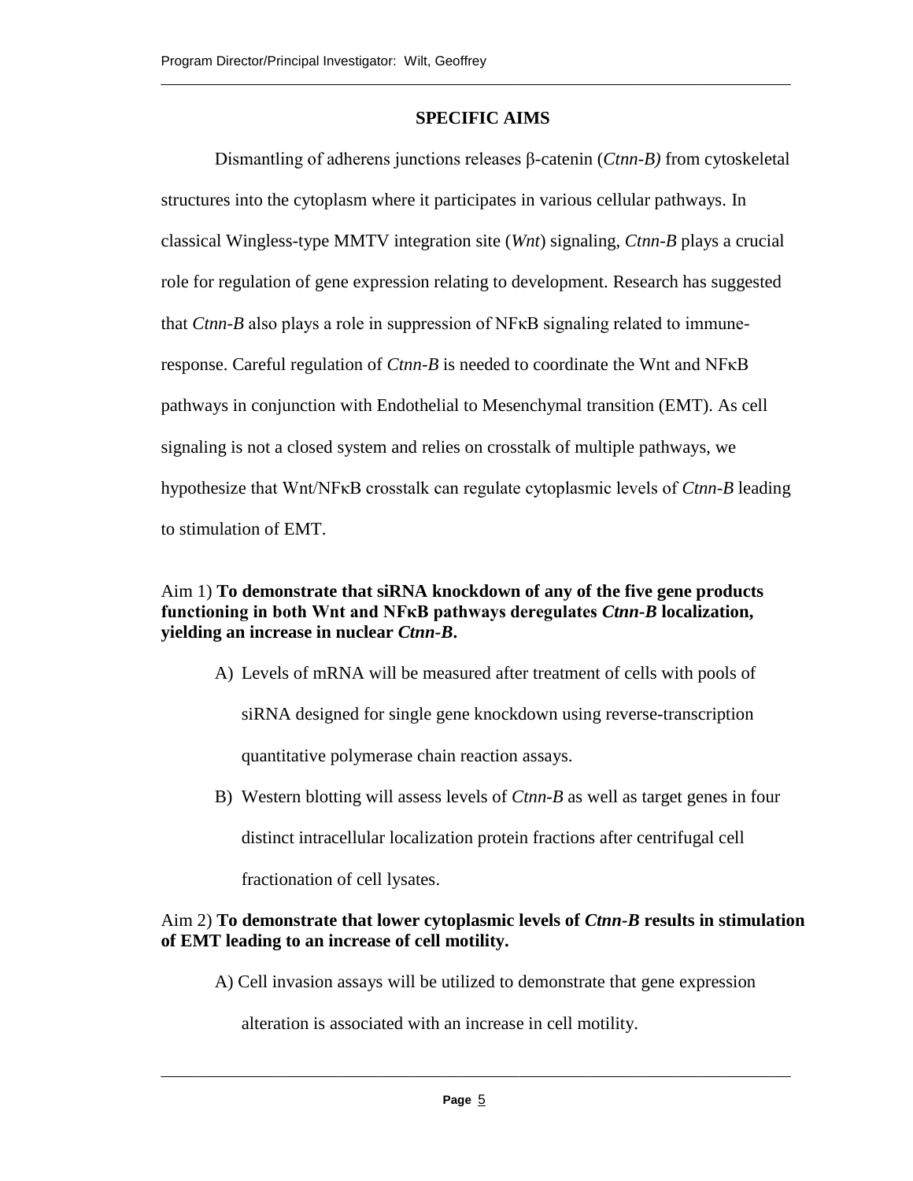## SPECIFIC AIMS

Dismantling of adherens junctions releases β-catenin (*Ctnn-B)* from cytoskeletal structures into the cytoplasm where it participates in various cellular pathways. In classical Wingless-type MMTV integration site (*Wnt*) signaling, *Ctnn-B* plays a crucial role for regulation of gene expression relating to development. Research has suggested that *Ctnn-B* also plays a role in suppression of NFκB signaling related to immune-response. Careful regulation of *Ctnn-B* is needed to coordinate the Wnt and NFκB pathways in conjunction with Endothelial to Mesenchymal transition (EMT). As cell signaling is not a closed system and relies on crosstalk of multiple pathways, we hypothesize that Wnt/NFκB crosstalk can regulate cytoplasmic levels of *Ctnn-B* leading to stimulation of EMT.

Aim 1) **To demonstrate that siRNA knockdown of any of the five gene products functioning in both Wnt and NFκB pathways deregulates *Ctnn-B* localization, yielding an increase in nuclear *Ctnn-B*.**

A) Levels of mRNA will be measured after treatment of cells with pools of siRNA designed for single gene knockdown using reverse-transcription quantitative polymerase chain reaction assays.

B) Western blotting will assess levels of *Ctnn-B* as well as target genes in four distinct intracellular localization protein fractions after centrifugal cell fractionation of cell lysates.

Aim 2) **To demonstrate that lower cytoplasmic levels of *Ctnn-B* results in stimulation of EMT leading to an increase of cell motility.**

A) Cell invasion assays will be utilized to demonstrate that gene expression alteration is associated with an increase in cell motility.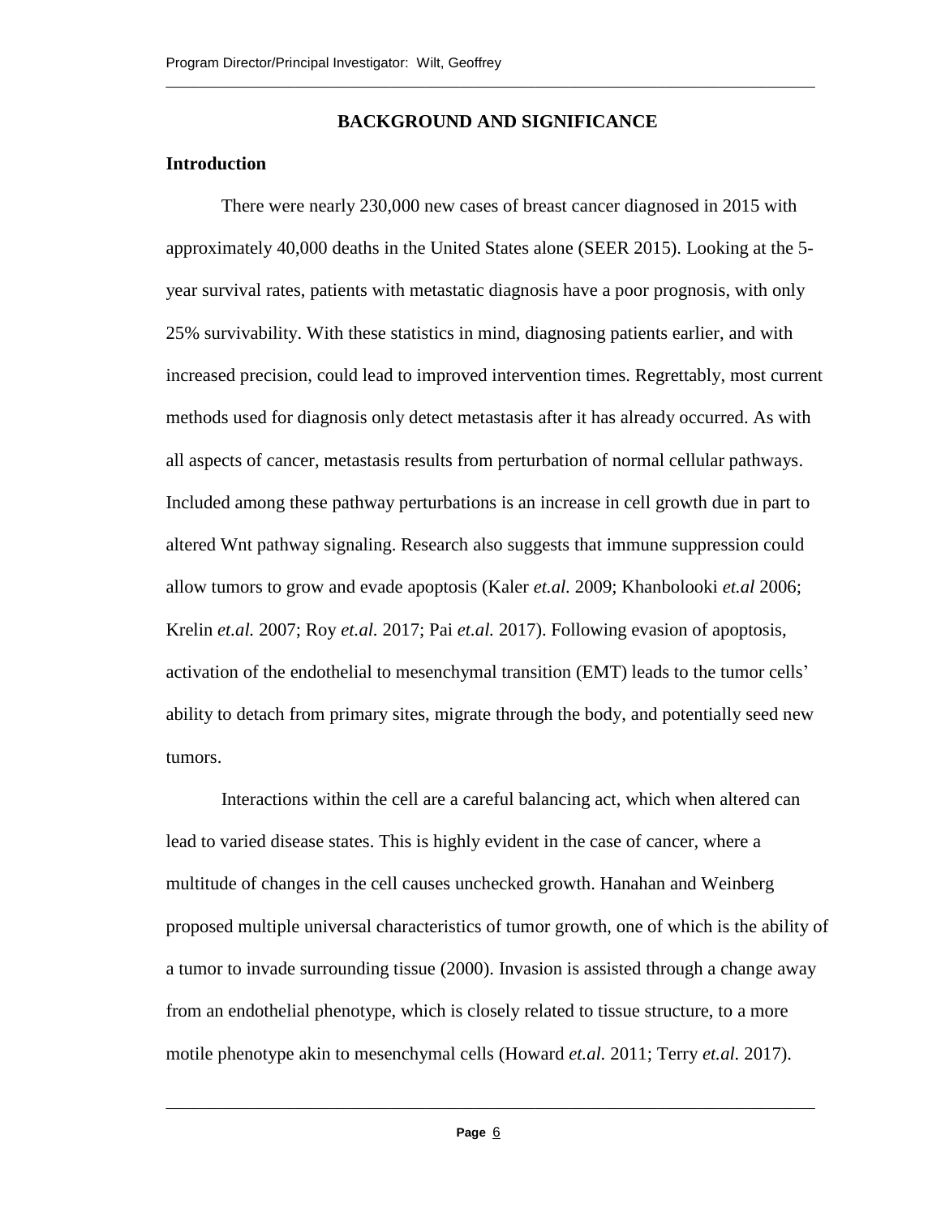# BACKGROUND AND SIGNIFICANCE

## Introduction

There were nearly 230,000 new cases of breast cancer diagnosed in 2015 with approximately 40,000 deaths in the United States alone (SEER 2015). Looking at the 5-year survival rates, patients with metastatic diagnosis have a poor prognosis, with only 25% survivability. With these statistics in mind, diagnosing patients earlier, and with increased precision, could lead to improved intervention times. Regrettably, most current methods used for diagnosis only detect metastasis after it has already occurred. As with all aspects of cancer, metastasis results from perturbation of normal cellular pathways. Included among these pathway perturbations is an increase in cell growth due in part to altered Wnt pathway signaling. Research also suggests that immune suppression could allow tumors to grow and evade apoptosis (Kaler *et.al.* 2009; Khanbolooki *et.al* 2006; Krelin *et.al.* 2007; Roy *et.al.* 2017; Pai *et.al.* 2017). Following evasion of apoptosis, activation of the endothelial to mesenchymal transition (EMT) leads to the tumor cells' ability to detach from primary sites, migrate through the body, and potentially seed new tumors.

Interactions within the cell are a careful balancing act, which when altered can lead to varied disease states. This is highly evident in the case of cancer, where a multitude of changes in the cell causes unchecked growth. Hanahan and Weinberg proposed multiple universal characteristics of tumor growth, one of which is the ability of a tumor to invade surrounding tissue (2000). Invasion is assisted through a change away from an endothelial phenotype, which is closely related to tissue structure, to a more motile phenotype akin to mesenchymal cells (Howard *et.al.* 2011; Terry *et.al.* 2017).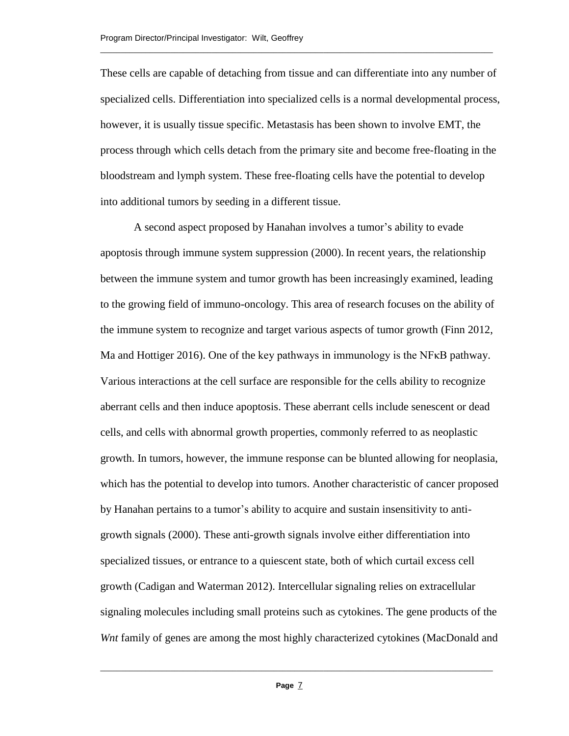These cells are capable of detaching from tissue and can differentiate into any number of specialized cells. Differentiation into specialized cells is a normal developmental process, however, it is usually tissue specific. Metastasis has been shown to involve EMT, the process through which cells detach from the primary site and become free-floating in the bloodstream and lymph system. These free-floating cells have the potential to develop into additional tumors by seeding in a different tissue.

A second aspect proposed by Hanahan involves a tumor's ability to evade apoptosis through immune system suppression (2000). In recent years, the relationship between the immune system and tumor growth has been increasingly examined, leading to the growing field of immuno-oncology. This area of research focuses on the ability of the immune system to recognize and target various aspects of tumor growth (Finn 2012, Ma and Hottiger 2016). One of the key pathways in immunology is the NFκB pathway. Various interactions at the cell surface are responsible for the cells ability to recognize aberrant cells and then induce apoptosis. These aberrant cells include senescent or dead cells, and cells with abnormal growth properties, commonly referred to as neoplastic growth. In tumors, however, the immune response can be blunted allowing for neoplasia, which has the potential to develop into tumors. Another characteristic of cancer proposed by Hanahan pertains to a tumor's ability to acquire and sustain insensitivity to anti-growth signals (2000). These anti-growth signals involve either differentiation into specialized tissues, or entrance to a quiescent state, both of which curtail excess cell growth (Cadigan and Waterman 2012). Intercellular signaling relies on extracellular signaling molecules including small proteins such as cytokines. The gene products of the *Wnt* family of genes are among the most highly characterized cytokines (MacDonald and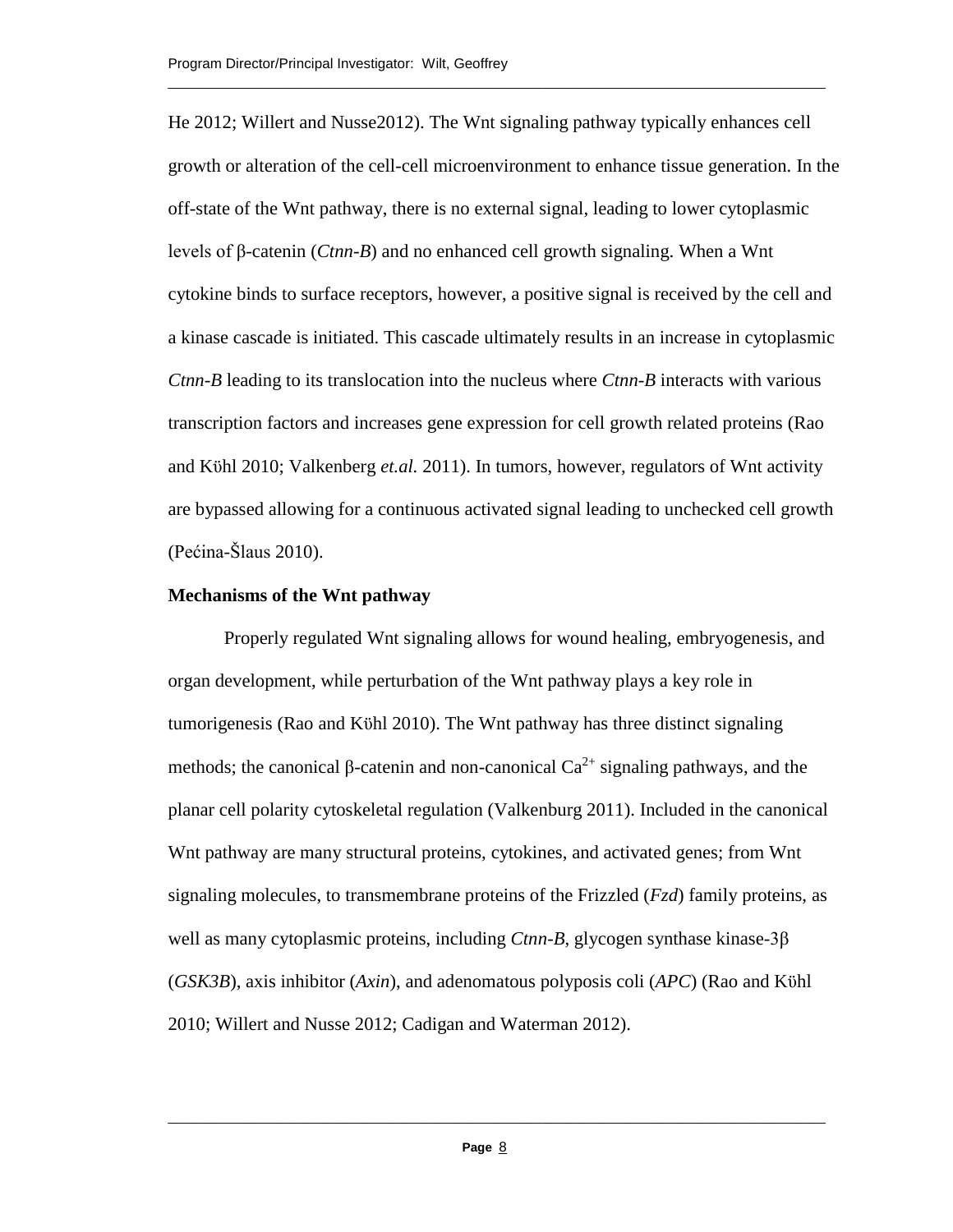He 2012; Willert and Nusse2012). The Wnt signaling pathway typically enhances cell growth or alteration of the cell-cell microenvironment to enhance tissue generation. In the off-state of the Wnt pathway, there is no external signal, leading to lower cytoplasmic levels of β-catenin (*Ctnn-B*) and no enhanced cell growth signaling. When a Wnt cytokine binds to surface receptors, however, a positive signal is received by the cell and a kinase cascade is initiated. This cascade ultimately results in an increase in cytoplasmic *Ctnn-B* leading to its translocation into the nucleus where *Ctnn-B* interacts with various transcription factors and increases gene expression for cell growth related proteins (Rao and Kühl 2010; Valkenberg *et.al.* 2011). In tumors, however, regulators of Wnt activity are bypassed allowing for a continuous activated signal leading to unchecked cell growth (Pećina-Šlaus 2010).

**Mechanisms of the Wnt pathway**

Properly regulated Wnt signaling allows for wound healing, embryogenesis, and organ development, while perturbation of the Wnt pathway plays a key role in tumorigenesis (Rao and Kühl 2010). The Wnt pathway has three distinct signaling methods; the canonical β-catenin and non-canonical $Ca^{2+}$ signaling pathways, and the planar cell polarity cytoskeletal regulation (Valkenburg 2011). Included in the canonical Wnt pathway are many structural proteins, cytokines, and activated genes; from Wnt signaling molecules, to transmembrane proteins of the Frizzled (*Fzd*) family proteins, as well as many cytoplasmic proteins, including *Ctnn-B*, glycogen synthase kinase-3β (*GSK3B*), axis inhibitor (*Axin*), and adenomatous polyposis coli (*APC*) (Rao and Kühl 2010; Willert and Nusse 2012; Cadigan and Waterman 2012).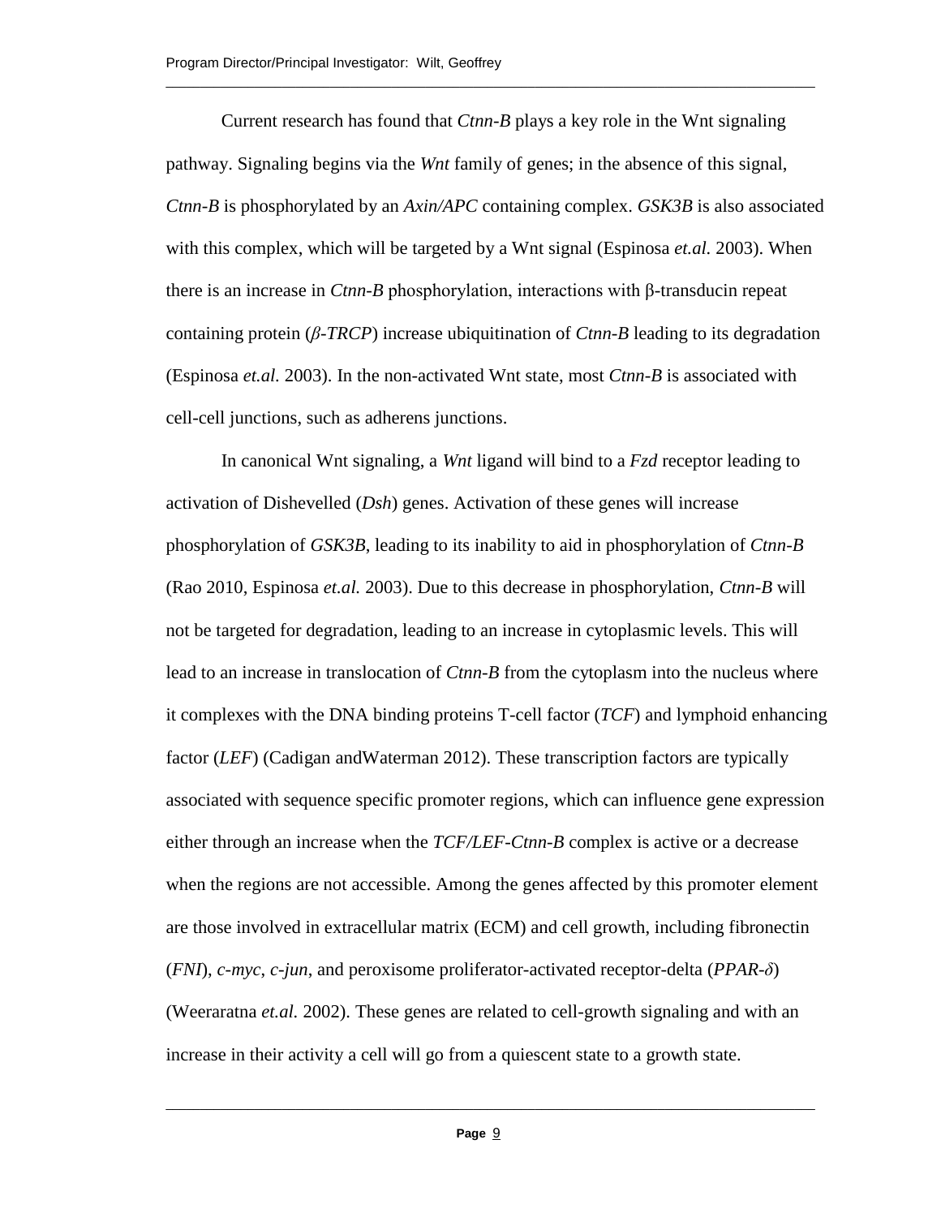Current research has found that *Ctnn-B* plays a key role in the Wnt signaling pathway. Signaling begins via the *Wnt* family of genes; in the absence of this signal, *Ctnn-B* is phosphorylated by an *Axin/APC* containing complex. *GSK3B* is also associated with this complex, which will be targeted by a Wnt signal (Espinosa *et.al.* 2003). When there is an increase in *Ctnn-B* phosphorylation, interactions with β-transducin repeat containing protein (*β-TRCP*) increase ubiquitination of *Ctnn-B* leading to its degradation (Espinosa *et.al.* 2003). In the non-activated Wnt state, most *Ctnn-B* is associated with cell-cell junctions, such as adherens junctions.

In canonical Wnt signaling, a *Wnt* ligand will bind to a *Fzd* receptor leading to activation of Dishevelled (*Dsh*) genes. Activation of these genes will increase phosphorylation of *GSK3B*, leading to its inability to aid in phosphorylation of *Ctnn-B* (Rao 2010, Espinosa *et.al.* 2003). Due to this decrease in phosphorylation, *Ctnn-B* will not be targeted for degradation, leading to an increase in cytoplasmic levels. This will lead to an increase in translocation of *Ctnn-B* from the cytoplasm into the nucleus where it complexes with the DNA binding proteins T-cell factor (*TCF*) and lymphoid enhancing factor (*LEF*) (Cadigan andWaterman 2012). These transcription factors are typically associated with sequence specific promoter regions, which can influence gene expression either through an increase when the *TCF/LEF-Ctnn-B* complex is active or a decrease when the regions are not accessible. Among the genes affected by this promoter element are those involved in extracellular matrix (ECM) and cell growth, including fibronectin (*FNI*), *c-myc*, *c-jun*, and peroxisome proliferator-activated receptor-delta (*PPAR-δ*) (Weeraratna *et.al.* 2002). These genes are related to cell-growth signaling and with an increase in their activity a cell will go from a quiescent state to a growth state.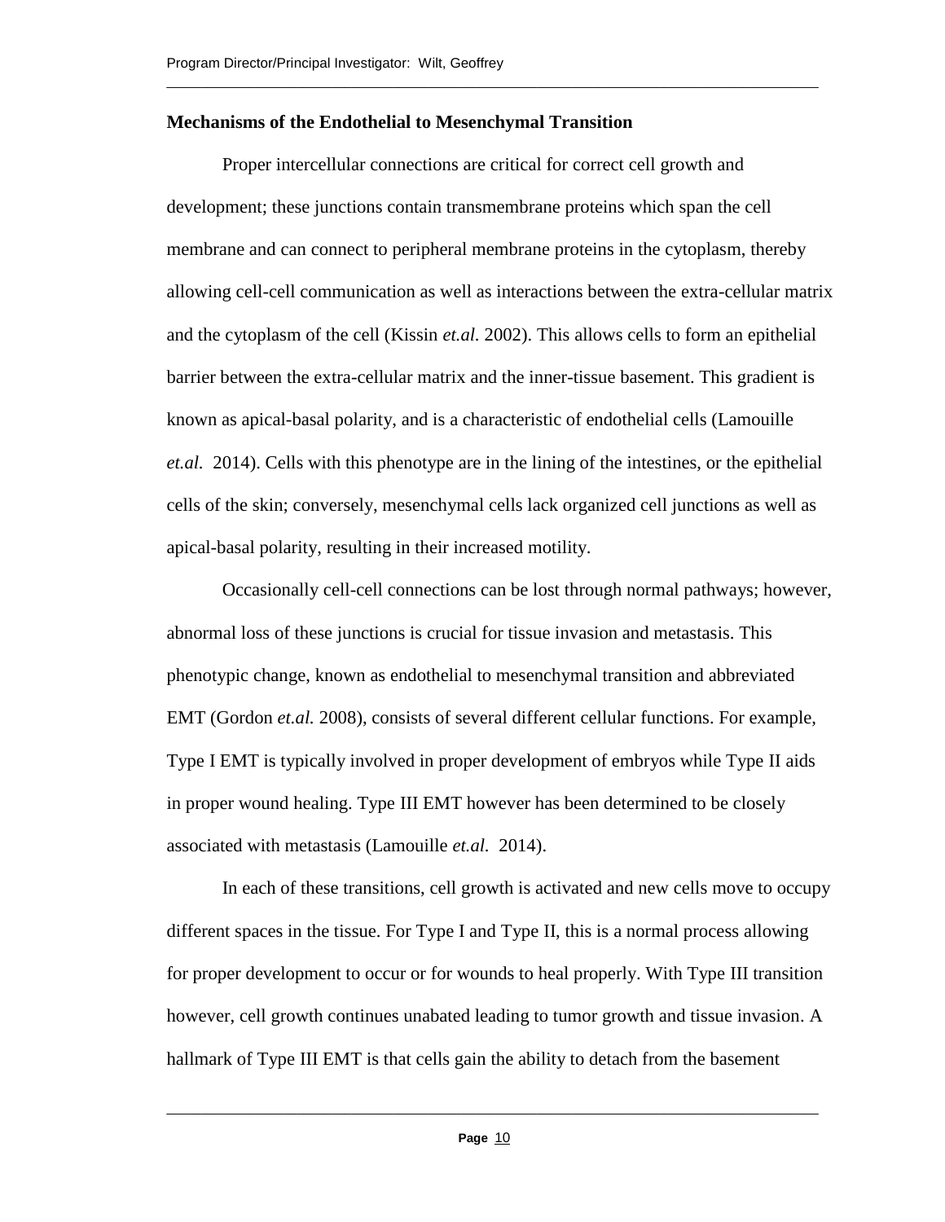### Mechanisms of the Endothelial to Mesenchymal Transition

Proper intercellular connections are critical for correct cell growth and development; these junctions contain transmembrane proteins which span the cell membrane and can connect to peripheral membrane proteins in the cytoplasm, thereby allowing cell-cell communication as well as interactions between the extra-cellular matrix and the cytoplasm of the cell (Kissin *et.al.* 2002). This allows cells to form an epithelial barrier between the extra-cellular matrix and the inner-tissue basement. This gradient is known as apical-basal polarity, and is a characteristic of endothelial cells (Lamouille *et.al.* 2014). Cells with this phenotype are in the lining of the intestines, or the epithelial cells of the skin; conversely, mesenchymal cells lack organized cell junctions as well as apical-basal polarity, resulting in their increased motility.

Occasionally cell-cell connections can be lost through normal pathways; however, abnormal loss of these junctions is crucial for tissue invasion and metastasis. This phenotypic change, known as endothelial to mesenchymal transition and abbreviated EMT (Gordon *et.al.* 2008), consists of several different cellular functions. For example, Type I EMT is typically involved in proper development of embryos while Type II aids in proper wound healing. Type III EMT however has been determined to be closely associated with metastasis (Lamouille *et.al.* 2014).

In each of these transitions, cell growth is activated and new cells move to occupy different spaces in the tissue. For Type I and Type II, this is a normal process allowing for proper development to occur or for wounds to heal properly. With Type III transition however, cell growth continues unabated leading to tumor growth and tissue invasion. A hallmark of Type III EMT is that cells gain the ability to detach from the basement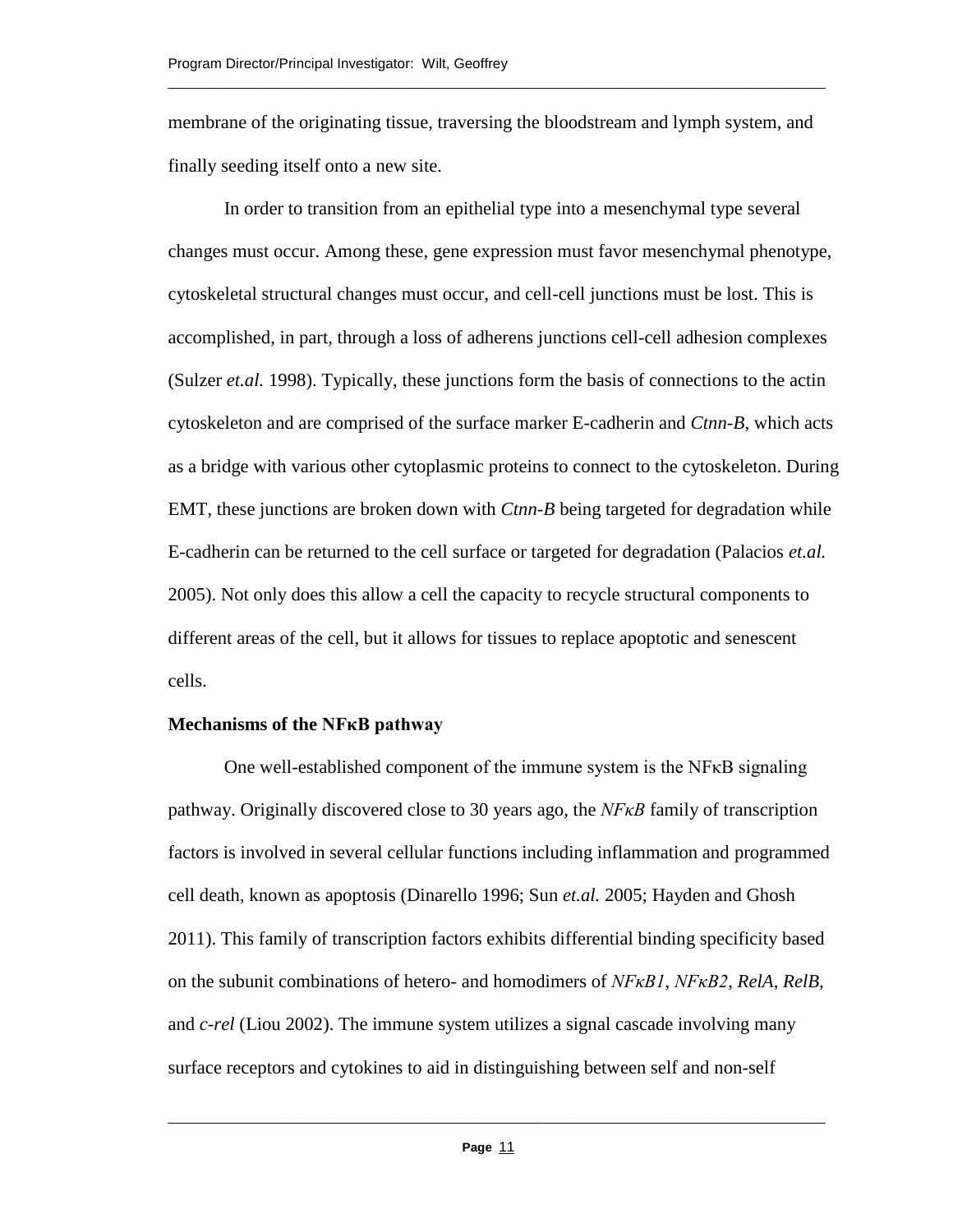membrane of the originating tissue, traversing the bloodstream and lymph system, and finally seeding itself onto a new site.

In order to transition from an epithelial type into a mesenchymal type several changes must occur. Among these, gene expression must favor mesenchymal phenotype, cytoskeletal structural changes must occur, and cell-cell junctions must be lost. This is accomplished, in part, through a loss of adherens junctions cell-cell adhesion complexes (Sulzer *et.al.* 1998). Typically, these junctions form the basis of connections to the actin cytoskeleton and are comprised of the surface marker E-cadherin and *Ctnn-B*, which acts as a bridge with various other cytoplasmic proteins to connect to the cytoskeleton. During EMT, these junctions are broken down with *Ctnn-B* being targeted for degradation while E-cadherin can be returned to the cell surface or targeted for degradation (Palacios *et.al.* 2005). Not only does this allow a cell the capacity to recycle structural components to different areas of the cell, but it allows for tissues to replace apoptotic and senescent cells.

**Mechanisms of the NFκB pathway**

One well-established component of the immune system is the NFκB signaling pathway. Originally discovered close to 30 years ago, the *NFκB* family of transcription factors is involved in several cellular functions including inflammation and programmed cell death, known as apoptosis (Dinarello 1996; Sun *et.al.* 2005; Hayden and Ghosh 2011). This family of transcription factors exhibits differential binding specificity based on the subunit combinations of hetero- and homodimers of *NFκB1*, *NFκB2*, *RelA*, *RelB*, and *c-rel* (Liou 2002). The immune system utilizes a signal cascade involving many surface receptors and cytokines to aid in distinguishing between self and non-self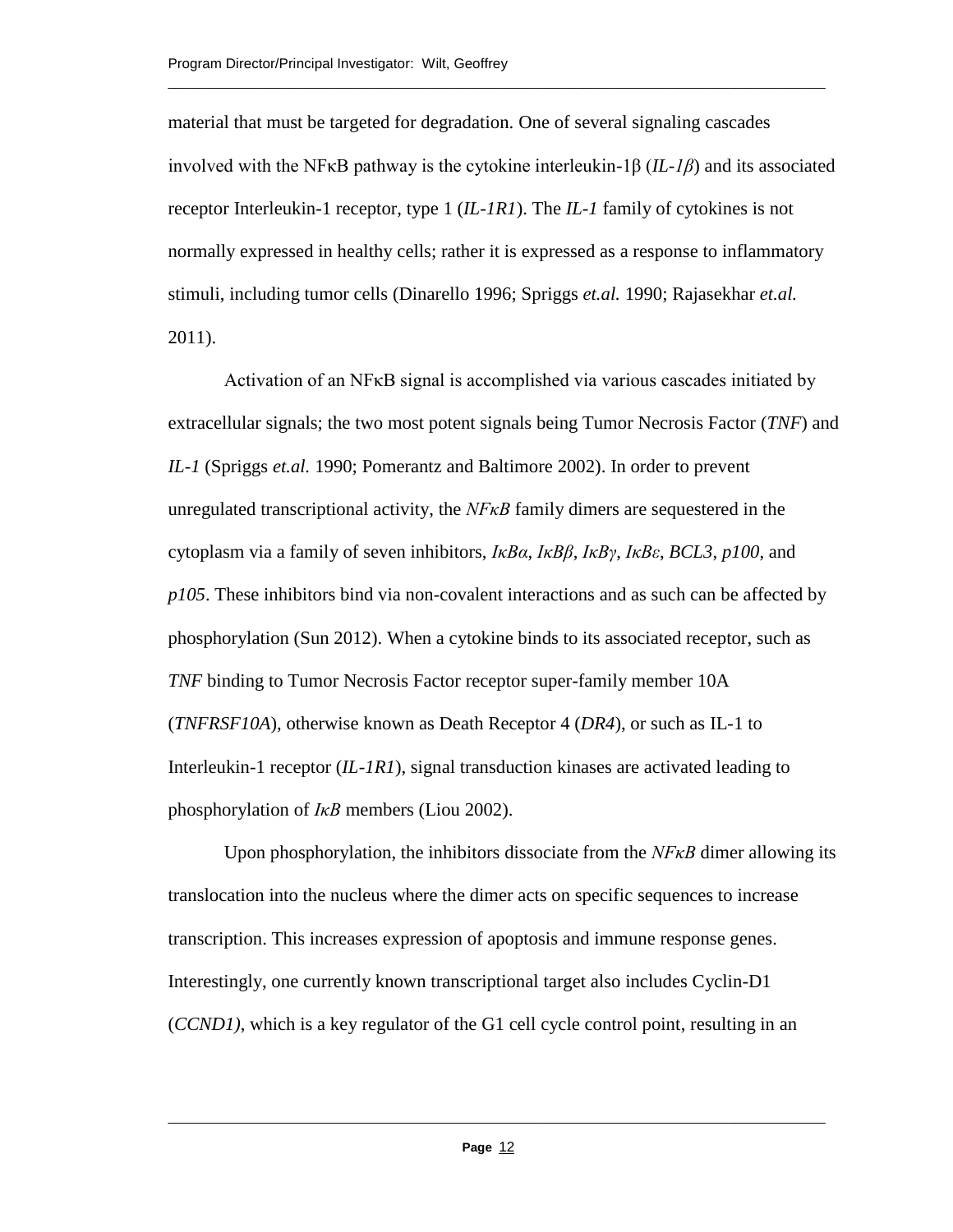material that must be targeted for degradation. One of several signaling cascades involved with the NFκB pathway is the cytokine interleukin-1β (*IL-1β*) and its associated receptor Interleukin-1 receptor, type 1 (*IL-1R1*). The *IL-1* family of cytokines is not normally expressed in healthy cells; rather it is expressed as a response to inflammatory stimuli, including tumor cells (Dinarello 1996; Spriggs *et.al.* 1990; Rajasekhar *et.al.* 2011).

Activation of an NFκB signal is accomplished via various cascades initiated by extracellular signals; the two most potent signals being Tumor Necrosis Factor (*TNF*) and *IL-1* (Spriggs *et.al.* 1990; Pomerantz and Baltimore 2002). In order to prevent unregulated transcriptional activity, the *NFκB* family dimers are sequestered in the cytoplasm via a family of seven inhibitors, *IκBα*, *IκBβ*, *IκBγ*, *IκBε*, *BCL3*, *p100*, and *p105*. These inhibitors bind via non-covalent interactions and as such can be affected by phosphorylation (Sun 2012). When a cytokine binds to its associated receptor, such as *TNF* binding to Tumor Necrosis Factor receptor super-family member 10A (*TNFRSF10A*), otherwise known as Death Receptor 4 (*DR4*), or such as IL-1 to Interleukin-1 receptor (*IL-1R1*), signal transduction kinases are activated leading to phosphorylation of *IκB* members (Liou 2002).

Upon phosphorylation, the inhibitors dissociate from the *NFκB* dimer allowing its translocation into the nucleus where the dimer acts on specific sequences to increase transcription. This increases expression of apoptosis and immune response genes. Interestingly, one currently known transcriptional target also includes Cyclin-D1 (*CCND1)*, which is a key regulator of the G1 cell cycle control point, resulting in an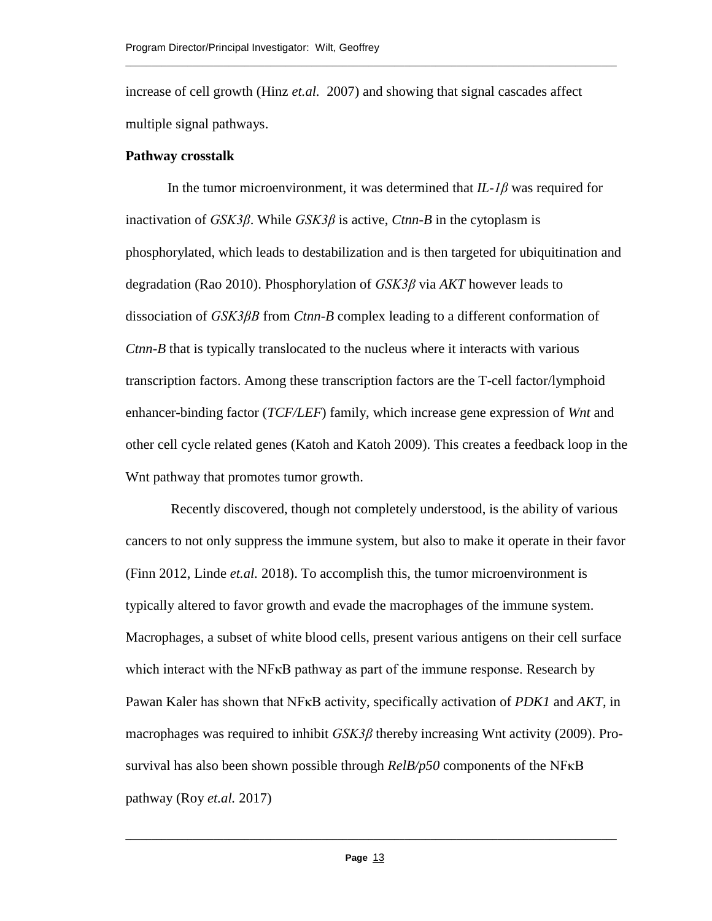increase of cell growth (Hinz *et.al.* 2007) and showing that signal cascades affect multiple signal pathways.

**Pathway crosstalk**

In the tumor microenvironment, it was determined that *IL-1β* was required for inactivation of *GSK3β*. While *GSK3β* is active, *Ctnn-B* in the cytoplasm is phosphorylated, which leads to destabilization and is then targeted for ubiquitination and degradation (Rao 2010). Phosphorylation of *GSK3β* via *AKT* however leads to dissociation of *GSK3βB* from *Ctnn-B* complex leading to a different conformation of *Ctnn-B* that is typically translocated to the nucleus where it interacts with various transcription factors. Among these transcription factors are the T-cell factor/lymphoid enhancer-binding factor (*TCF/LEF*) family, which increase gene expression of *Wnt* and other cell cycle related genes (Katoh and Katoh 2009). This creates a feedback loop in the Wnt pathway that promotes tumor growth.

Recently discovered, though not completely understood, is the ability of various cancers to not only suppress the immune system, but also to make it operate in their favor (Finn 2012, Linde *et.al.* 2018). To accomplish this, the tumor microenvironment is typically altered to favor growth and evade the macrophages of the immune system. Macrophages, a subset of white blood cells, present various antigens on their cell surface which interact with the NFκB pathway as part of the immune response. Research by Pawan Kaler has shown that NFκB activity, specifically activation of *PDK1* and *AKT*, in macrophages was required to inhibit *GSK3β* thereby increasing Wnt activity (2009). Pro-survival has also been shown possible through *RelB/p50* components of the NFκB pathway (Roy *et.al.* 2017)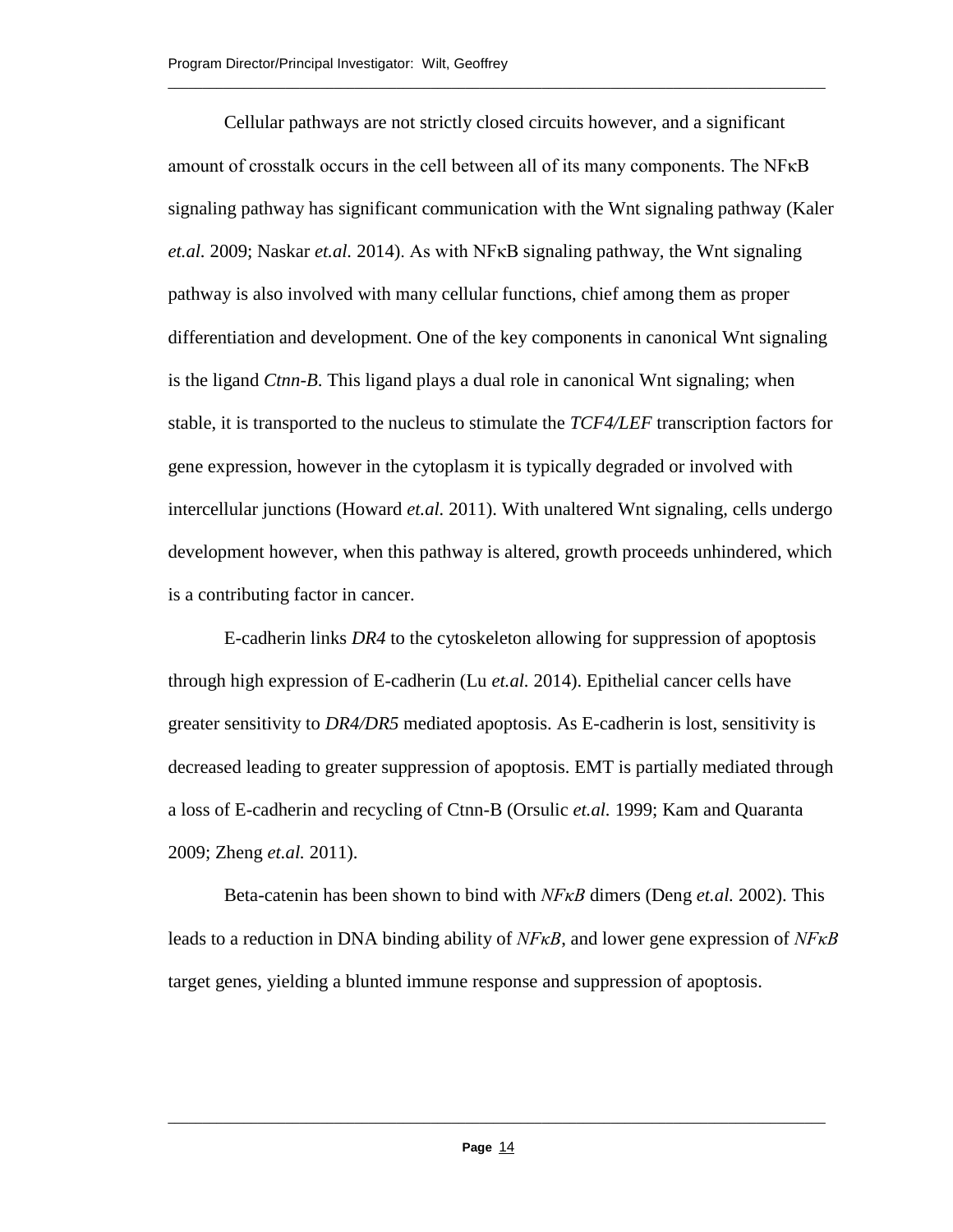Cellular pathways are not strictly closed circuits however, and a significant amount of crosstalk occurs in the cell between all of its many components. The NFκB signaling pathway has significant communication with the Wnt signaling pathway (Kaler *et.al.* 2009; Naskar *et.al.* 2014). As with NFκB signaling pathway, the Wnt signaling pathway is also involved with many cellular functions, chief among them as proper differentiation and development. One of the key components in canonical Wnt signaling is the ligand *Ctnn-B.* This ligand plays a dual role in canonical Wnt signaling; when stable, it is transported to the nucleus to stimulate the *TCF4/LEF* transcription factors for gene expression, however in the cytoplasm it is typically degraded or involved with intercellular junctions (Howard *et.al.* 2011). With unaltered Wnt signaling, cells undergo development however, when this pathway is altered, growth proceeds unhindered, which is a contributing factor in cancer.

E-cadherin links *DR4* to the cytoskeleton allowing for suppression of apoptosis through high expression of E-cadherin (Lu *et.al.* 2014). Epithelial cancer cells have greater sensitivity to *DR4/DR5* mediated apoptosis. As E-cadherin is lost, sensitivity is decreased leading to greater suppression of apoptosis. EMT is partially mediated through a loss of E-cadherin and recycling of Ctnn-B (Orsulic *et.al.* 1999; Kam and Quaranta 2009; Zheng *et.al.* 2011).

Beta-catenin has been shown to bind with *NFκB* dimers (Deng *et.al.* 2002). This leads to a reduction in DNA binding ability of *NFκB*, and lower gene expression of *NFκB* target genes, yielding a blunted immune response and suppression of apoptosis.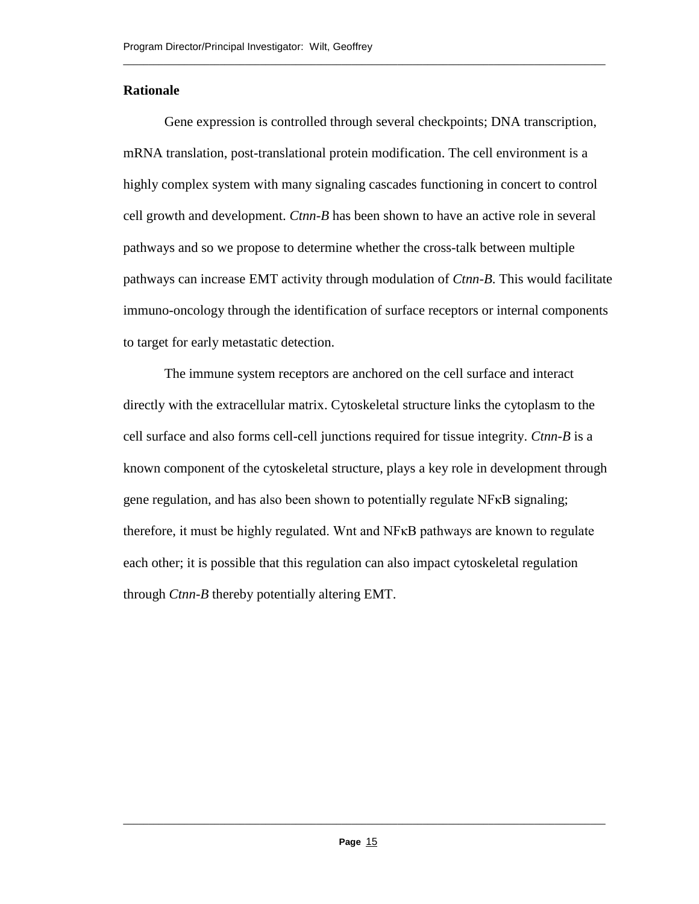**Rationale**

Gene expression is controlled through several checkpoints; DNA transcription, mRNA translation, post-translational protein modification. The cell environment is a highly complex system with many signaling cascades functioning in concert to control cell growth and development. *Ctnn-B* has been shown to have an active role in several pathways and so we propose to determine whether the cross-talk between multiple pathways can increase EMT activity through modulation of *Ctnn-B*. This would facilitate immuno-oncology through the identification of surface receptors or internal components to target for early metastatic detection.

The immune system receptors are anchored on the cell surface and interact directly with the extracellular matrix. Cytoskeletal structure links the cytoplasm to the cell surface and also forms cell-cell junctions required for tissue integrity. *Ctnn-B* is a known component of the cytoskeletal structure, plays a key role in development through gene regulation, and has also been shown to potentially regulate NFκB signaling; therefore, it must be highly regulated. Wnt and NFκB pathways are known to regulate each other; it is possible that this regulation can also impact cytoskeletal regulation through *Ctnn-B* thereby potentially altering EMT.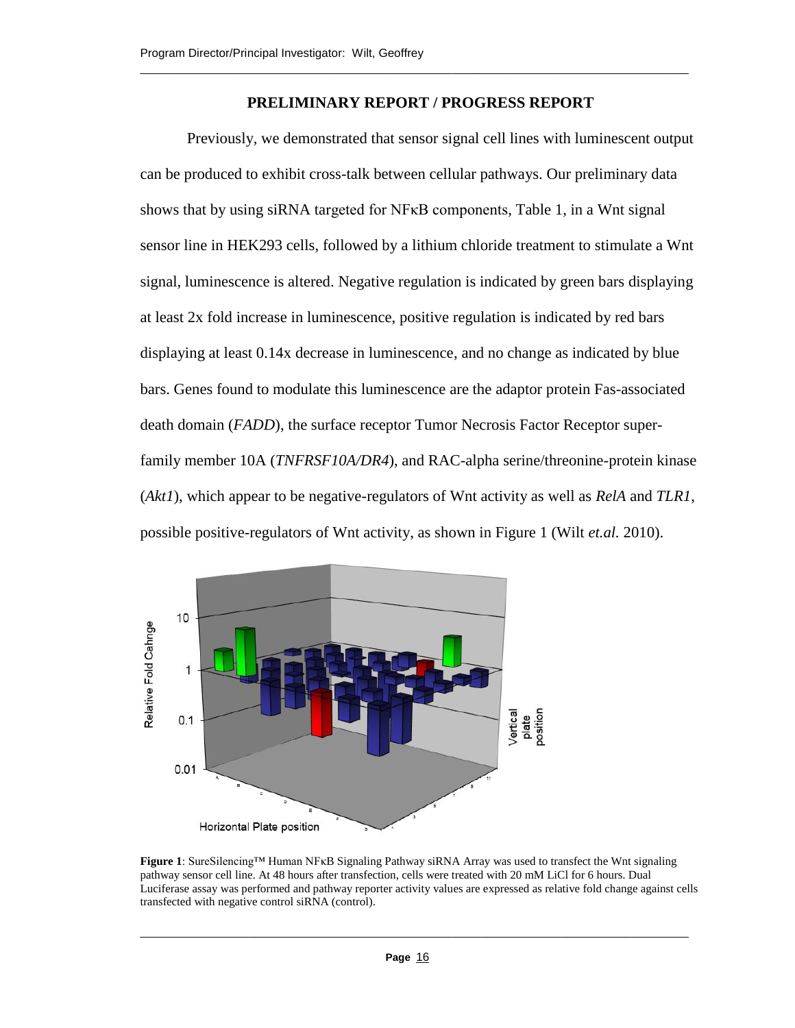## PRELIMINARY REPORT / PROGRESS REPORT

Previously, we demonstrated that sensor signal cell lines with luminescent output can be produced to exhibit cross-talk between cellular pathways. Our preliminary data shows that by using siRNA targeted for NFκB components, Table 1, in a Wnt signal sensor line in HEK293 cells, followed by a lithium chloride treatment to stimulate a Wnt signal, luminescence is altered. Negative regulation is indicated by green bars displaying at least 2x fold increase in luminescence, positive regulation is indicated by red bars displaying at least 0.14x decrease in luminescence, and no change as indicated by blue bars. Genes found to modulate this luminescence are the adaptor protein Fas-associated death domain (*FADD*), the surface receptor Tumor Necrosis Factor Receptor super-family member 10A (*TNFRSF10A/DR4*), and RAC-alpha serine/threonine-protein kinase (*Akt1*), which appear to be negative-regulators of Wnt activity as well as *RelA* and *TLR1*, possible positive-regulators of Wnt activity, as shown in Figure 1 (Wilt *et.al.* 2010).

**Figure 1**: SureSilencing™ Human NFκB Signaling Pathway siRNA Array was used to transfect the Wnt signaling pathway sensor cell line. At 48 hours after transfection, cells were treated with 20 mM LiCl for 6 hours. Dual Luciferase assay was performed and pathway reporter activity values are expressed as relative fold change against cells transfected with negative control siRNA (control).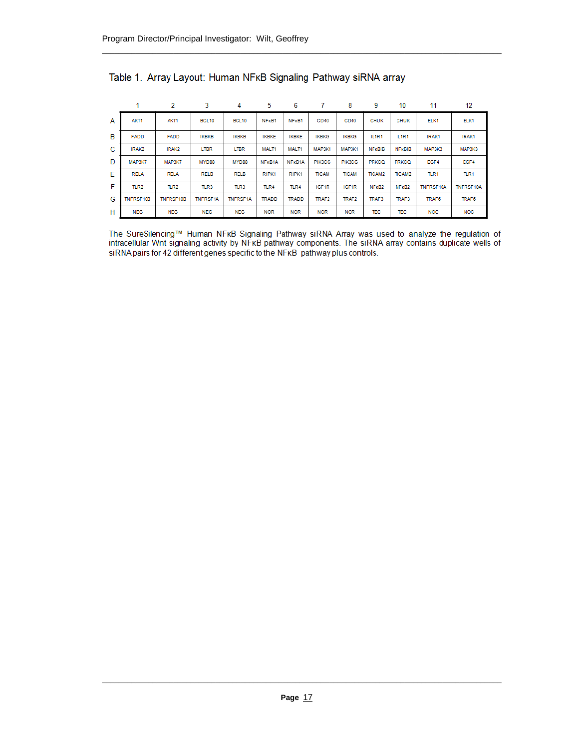Table 1. Array Layout: Human NFκB Signaling Pathway siRNA array

| | 1 | 2 | 3 | 4 | 5 | 6 | 7 | 8 | 9 | 10 | 11 | 12 |
|---|---|---|---|---|---|---|---|---|---|---|---|---|
| A | AKT1 | AKT1 | BCL10 | BCL10 | NFκB1 | NFκB1 | CD40 | CD40 | CHUK | CHUK | ELK1 | ELK1 |
| B | FADD | FADD | IKBKB | IKBKB | IKBKE | IKBKE | IKBKG | IKBKG | IL1R1 | IL1R1 | IRAK1 | IRAK1 |
| C | IRAK2 | IRAK2 | LTBR | LTBR | MALT1 | MALT1 | MAP3K1 | MAP3K1 | NFκBIB | NFκBIB | MAP3K3 | MAP3K3 |
| D | MAP3K7 | MAP3K7 | MYD88 | MYD88 | NFκB1A | NFκB1A | PIK3CG | PIK3CG | PRKCQ | PRKCQ | EGF4 | EGF4 |
| E | RELA | RELA | RELB | RELB | RIPK1 | RIPK1 | TICAM | TICAM | TICAM2 | TICAM2 | TLR1 | TLR1 |
| F | TLR2 | TLR2 | TLR3 | TLR3 | TLR4 | TLR4 | IGF1R | IGF1R | NFκB2 | NFκB2 | TNFRSF10A | TNFRSF10A |
| G | TNFRSF10B | TNFRSF10B | TNFRSF1A | TNFRSF1A | TRADD | TRADD | TRAF2 | TRAF2 | TRAF3 | TRAF3 | TRAF6 | TRAF6 |
| H | NEG | NEG | NEG | NEG | NOR | NOR | NOR | NOR | TEC | TEC | NOC | NOC |

The SureSilencing™ Human NFκB Signaling Pathway siRNA Array was used to analyze the regulation of intracellular Wnt signaling activity by NFκB pathway components. The siRNA array contains duplicate wells of siRNA pairs for 42 different genes specific to the NFκB pathway plus controls.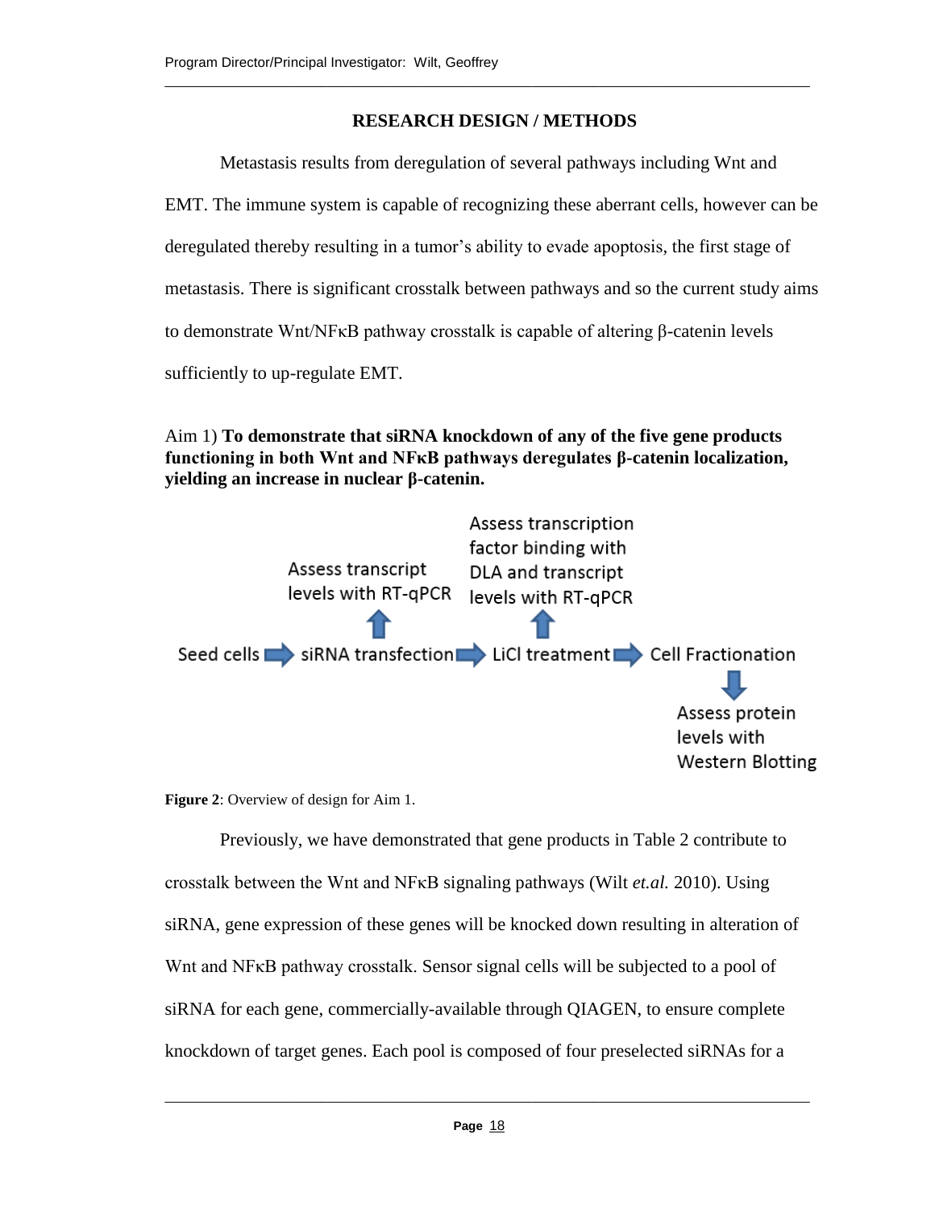## RESEARCH DESIGN / METHODS

Metastasis results from deregulation of several pathways including Wnt and EMT. The immune system is capable of recognizing these aberrant cells, however can be deregulated thereby resulting in a tumor's ability to evade apoptosis, the first stage of metastasis. There is significant crosstalk between pathways and so the current study aims to demonstrate Wnt/NFκB pathway crosstalk is capable of altering β-catenin levels sufficiently to up-regulate EMT.

Aim 1) **To demonstrate that siRNA knockdown of any of the five gene products functioning in both Wnt and NFκB pathways deregulates β-catenin localization, yielding an increase in nuclear β-catenin.**

Seed cells → siRNA transfection → LiCl treatment → Cell Fractionation

- siRNA transfection: Assess transcript levels with RT-qPCR
- LiCl treatment: Assess transcription factor binding with DLA and transcript levels with RT-qPCR
- Cell Fractionation: Assess protein levels with Western Blotting

**Figure 2**: Overview of design for Aim 1.

Previously, we have demonstrated that gene products in Table 2 contribute to crosstalk between the Wnt and NFκB signaling pathways (Wilt *et.al.* 2010). Using siRNA, gene expression of these genes will be knocked down resulting in alteration of Wnt and NFκB pathway crosstalk. Sensor signal cells will be subjected to a pool of siRNA for each gene, commercially-available through QIAGEN, to ensure complete knockdown of target genes. Each pool is composed of four preselected siRNAs for a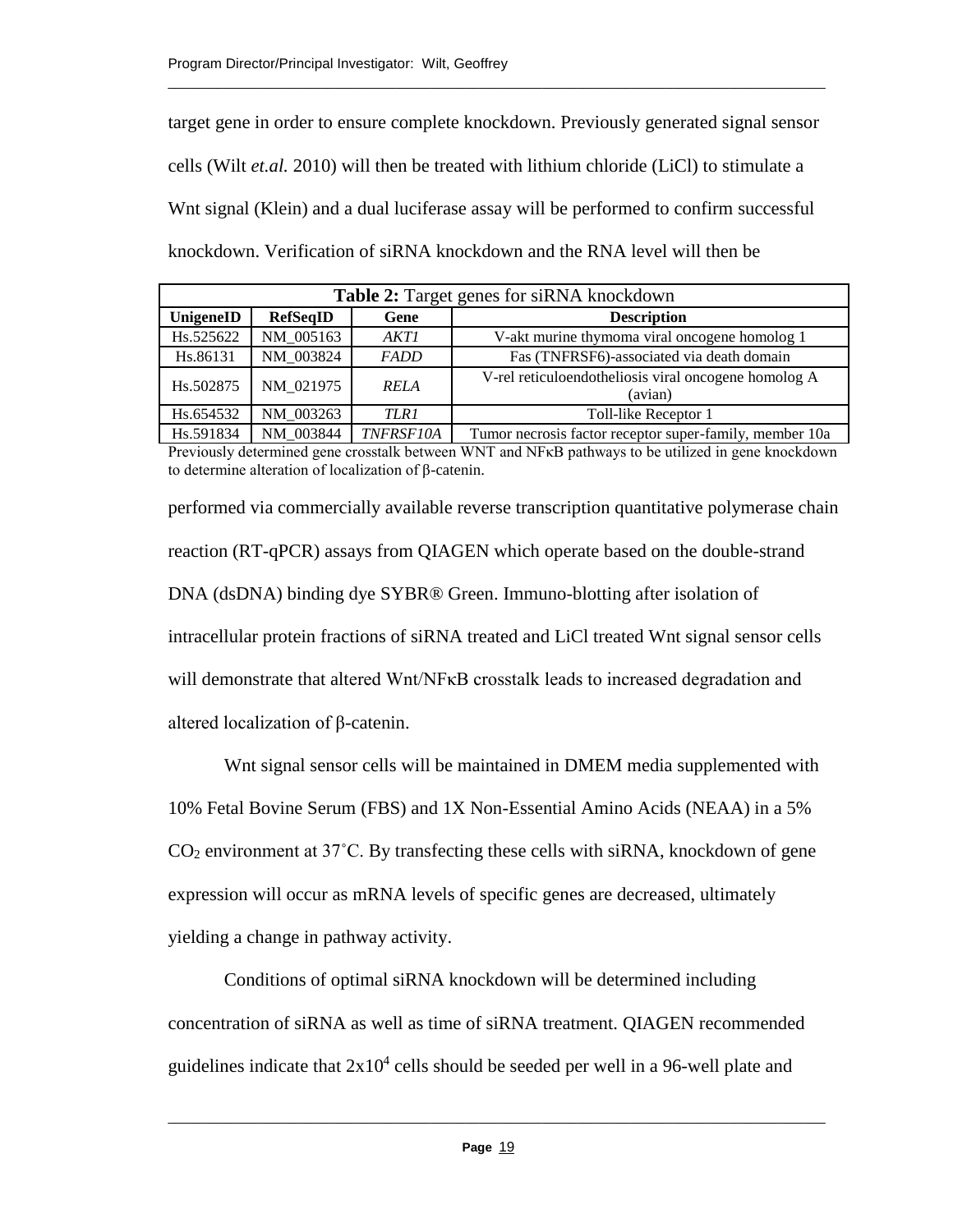target gene in order to ensure complete knockdown. Previously generated signal sensor cells (Wilt *et.al.* 2010) will then be treated with lithium chloride (LiCl) to stimulate a Wnt signal (Klein) and a dual luciferase assay will be performed to confirm successful knockdown. Verification of siRNA knockdown and the RNA level will then be

**Table 2:** Target genes for siRNA knockdown

| UnigeneID | RefSeqID | Gene | Description |
|---|---|---|---|
| Hs.525622 | NM_005163 | *AKT1* | V-akt murine thymoma viral oncogene homolog 1 |
| Hs.86131 | NM_003824 | *FADD* | Fas (TNFRSF6)-associated via death domain |
| Hs.502875 | NM_021975 | *RELA* | V-rel reticuloendotheliosis viral oncogene homolog A (avian) |
| Hs.654532 | NM_003263 | *TLR1* | Toll-like Receptor 1 |
| Hs.591834 | NM_003844 | *TNFRSF10A* | Tumor necrosis factor receptor super-family, member 10a |

Previously determined gene crosstalk between WNT and NFκB pathways to be utilized in gene knockdown to determine alteration of localization of β-catenin.

performed via commercially available reverse transcription quantitative polymerase chain reaction (RT-qPCR) assays from QIAGEN which operate based on the double-strand DNA (dsDNA) binding dye SYBR® Green. Immuno-blotting after isolation of intracellular protein fractions of siRNA treated and LiCl treated Wnt signal sensor cells will demonstrate that altered Wnt/NFκB crosstalk leads to increased degradation and altered localization of β-catenin.

Wnt signal sensor cells will be maintained in DMEM media supplemented with 10% Fetal Bovine Serum (FBS) and 1X Non-Essential Amino Acids (NEAA) in a 5% $CO_2$ environment at 37˚C. By transfecting these cells with siRNA, knockdown of gene expression will occur as mRNA levels of specific genes are decreased, ultimately yielding a change in pathway activity.

Conditions of optimal siRNA knockdown will be determined including concentration of siRNA as well as time of siRNA treatment. QIAGEN recommended guidelines indicate that $2x10^4$ cells should be seeded per well in a 96-well plate and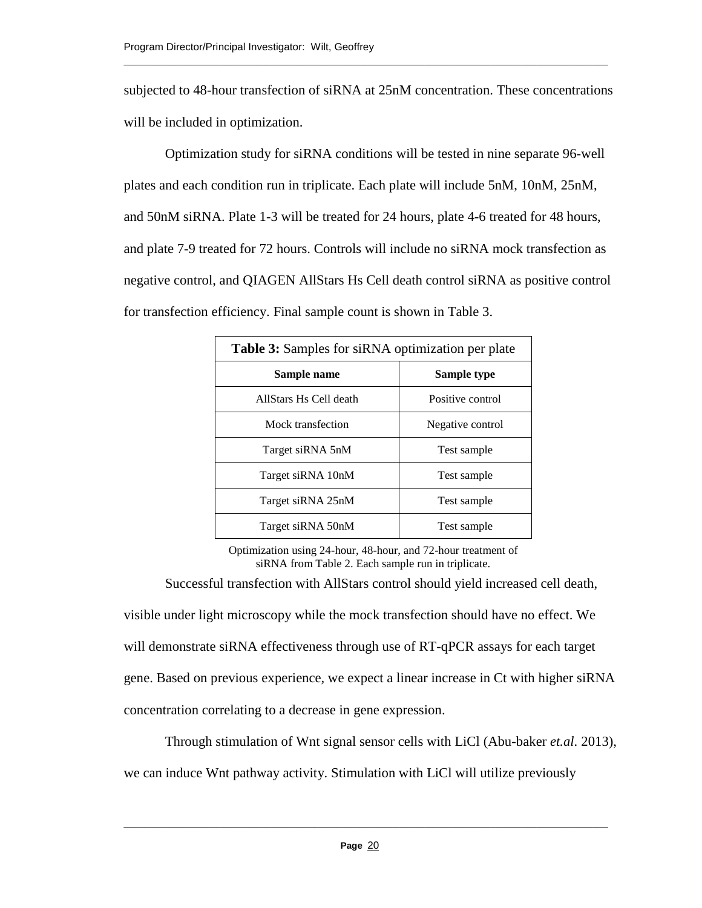subjected to 48-hour transfection of siRNA at 25nM concentration. These concentrations will be included in optimization.

Optimization study for siRNA conditions will be tested in nine separate 96-well plates and each condition run in triplicate. Each plate will include 5nM, 10nM, 25nM, and 50nM siRNA. Plate 1-3 will be treated for 24 hours, plate 4-6 treated for 48 hours, and plate 7-9 treated for 72 hours. Controls will include no siRNA mock transfection as negative control, and QIAGEN AllStars Hs Cell death control siRNA as positive control for transfection efficiency. Final sample count is shown in Table 3.

**Table 3:** Samples for siRNA optimization per plate

| Sample name | Sample type |
|---|---|
| AllStars Hs Cell death | Positive control |
| Mock transfection | Negative control |
| Target siRNA 5nM | Test sample |
| Target siRNA 10nM | Test sample |
| Target siRNA 25nM | Test sample |
| Target siRNA 50nM | Test sample |

Optimization using 24-hour, 48-hour, and 72-hour treatment of siRNA from Table 2. Each sample run in triplicate.

Successful transfection with AllStars control should yield increased cell death, visible under light microscopy while the mock transfection should have no effect. We will demonstrate siRNA effectiveness through use of RT-qPCR assays for each target gene. Based on previous experience, we expect a linear increase in Ct with higher siRNA concentration correlating to a decrease in gene expression.

Through stimulation of Wnt signal sensor cells with LiCl (Abu-baker *et.al.* 2013), we can induce Wnt pathway activity. Stimulation with LiCl will utilize previously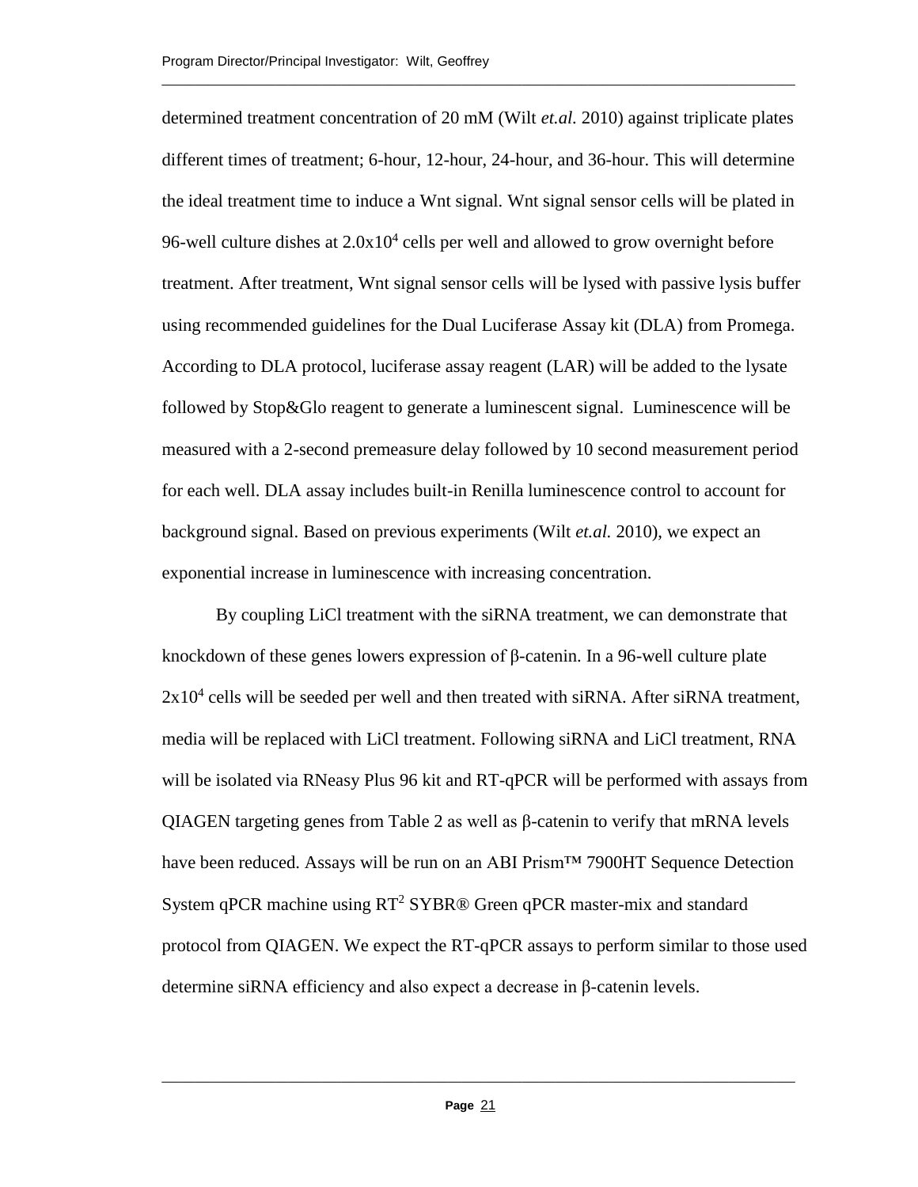determined treatment concentration of 20 mM (Wilt *et.al.* 2010) against triplicate plates different times of treatment; 6-hour, 12-hour, 24-hour, and 36-hour. This will determine the ideal treatment time to induce a Wnt signal. Wnt signal sensor cells will be plated in 96-well culture dishes at $2.0x10^4$ cells per well and allowed to grow overnight before treatment. After treatment, Wnt signal sensor cells will be lysed with passive lysis buffer using recommended guidelines for the Dual Luciferase Assay kit (DLA) from Promega. According to DLA protocol, luciferase assay reagent (LAR) will be added to the lysate followed by Stop&Glo reagent to generate a luminescent signal. Luminescence will be measured with a 2-second premeasure delay followed by 10 second measurement period for each well. DLA assay includes built-in Renilla luminescence control to account for background signal. Based on previous experiments (Wilt *et.al.* 2010), we expect an exponential increase in luminescence with increasing concentration.

By coupling LiCl treatment with the siRNA treatment, we can demonstrate that knockdown of these genes lowers expression of β-catenin. In a 96-well culture plate $2x10^4$ cells will be seeded per well and then treated with siRNA. After siRNA treatment, media will be replaced with LiCl treatment. Following siRNA and LiCl treatment, RNA will be isolated via RNeasy Plus 96 kit and RT-qPCR will be performed with assays from QIAGEN targeting genes from Table 2 as well as β-catenin to verify that mRNA levels have been reduced. Assays will be run on an ABI Prism™ 7900HT Sequence Detection System qPCR machine using $RT^2$ SYBR® Green qPCR master-mix and standard protocol from QIAGEN. We expect the RT-qPCR assays to perform similar to those used determine siRNA efficiency and also expect a decrease in β-catenin levels.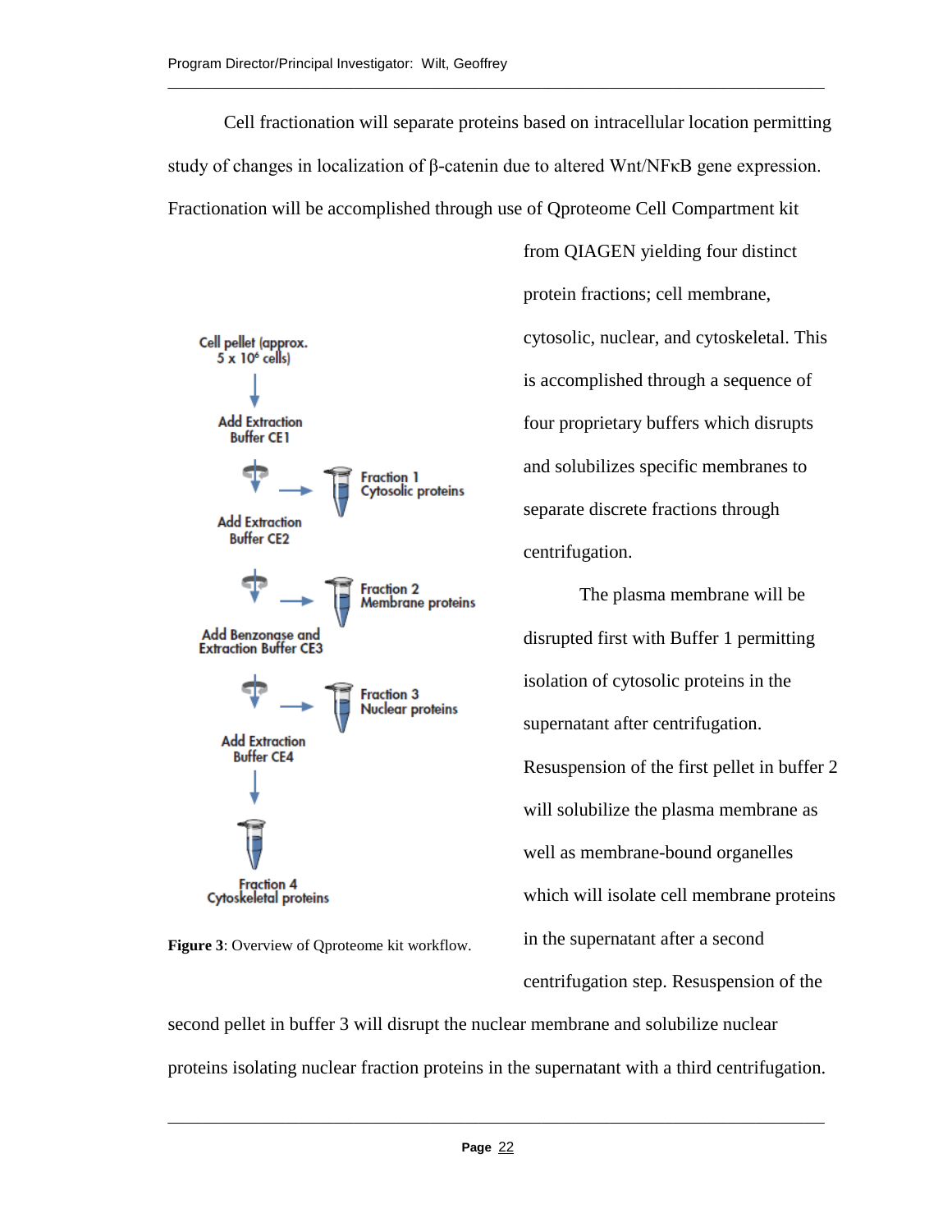Cell fractionation will separate proteins based on intracellular location permitting study of changes in localization of β-catenin due to altered Wnt/NFκB gene expression. Fractionation will be accomplished through use of Qproteome Cell Compartment kit from QIAGEN yielding four distinct protein fractions; cell membrane, cytosolic, nuclear, and cytoskeletal. This is accomplished through a sequence of four proprietary buffers which disrupts and solubilizes specific membranes to separate discrete fractions through centrifugation.

Cell pellet (approx. 5 x $10^6$ cells)
→ Add Extraction Buffer CE1 → Fraction 1 Cytosolic proteins
→ Add Extraction Buffer CE2 → Fraction 2 Membrane proteins
→ Add Benzonase and Extraction Buffer CE3 → Fraction 3 Nuclear proteins
→ Add Extraction Buffer CE4 → Fraction 4 Cytoskeletal proteins

**Figure 3**: Overview of Qproteome kit workflow.

The plasma membrane will be disrupted first with Buffer 1 permitting isolation of cytosolic proteins in the supernatant after centrifugation. Resuspension of the first pellet in buffer 2 will solubilize the plasma membrane as well as membrane-bound organelles which will isolate cell membrane proteins in the supernatant after a second centrifugation step. Resuspension of the second pellet in buffer 3 will disrupt the nuclear membrane and solubilize nuclear proteins isolating nuclear fraction proteins in the supernatant with a third centrifugation.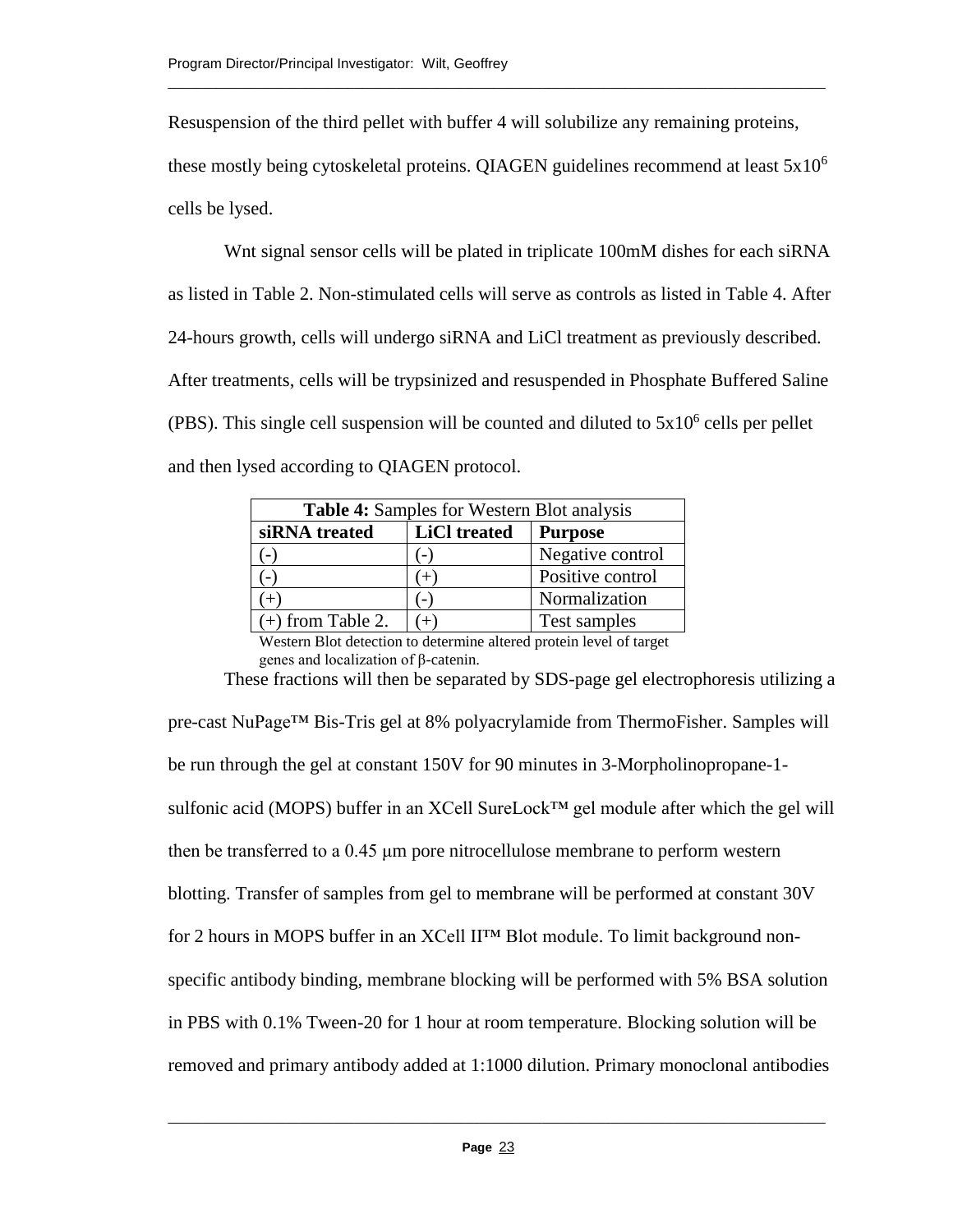Resuspension of the third pellet with buffer 4 will solubilize any remaining proteins, these mostly being cytoskeletal proteins. QIAGEN guidelines recommend at least $5x10^6$ cells be lysed.

Wnt signal sensor cells will be plated in triplicate 100mM dishes for each siRNA as listed in Table 2. Non-stimulated cells will serve as controls as listed in Table 4. After 24-hours growth, cells will undergo siRNA and LiCl treatment as previously described. After treatments, cells will be trypsinized and resuspended in Phosphate Buffered Saline (PBS). This single cell suspension will be counted and diluted to $5x10^6$ cells per pellet and then lysed according to QIAGEN protocol.

**Table 4:** Samples for Western Blot analysis

| siRNA treated | LiCl treated | Purpose |
|---|---|---|
| (-) | (-) | Negative control |
| (-) | (+) | Positive control |
| (+) | (-) | Normalization |
| (+) from Table 2. | (+) | Test samples |

Western Blot detection to determine altered protein level of target genes and localization of β-catenin.

These fractions will then be separated by SDS-page gel electrophoresis utilizing a pre-cast NuPage™ Bis-Tris gel at 8% polyacrylamide from ThermoFisher. Samples will be run through the gel at constant 150V for 90 minutes in 3-Morpholinopropane-1-sulfonic acid (MOPS) buffer in an XCell SureLock™ gel module after which the gel will then be transferred to a 0.45 μm pore nitrocellulose membrane to perform western blotting. Transfer of samples from gel to membrane will be performed at constant 30V for 2 hours in MOPS buffer in an XCell II™ Blot module. To limit background non-specific antibody binding, membrane blocking will be performed with 5% BSA solution in PBS with 0.1% Tween-20 for 1 hour at room temperature. Blocking solution will be removed and primary antibody added at 1:1000 dilution. Primary monoclonal antibodies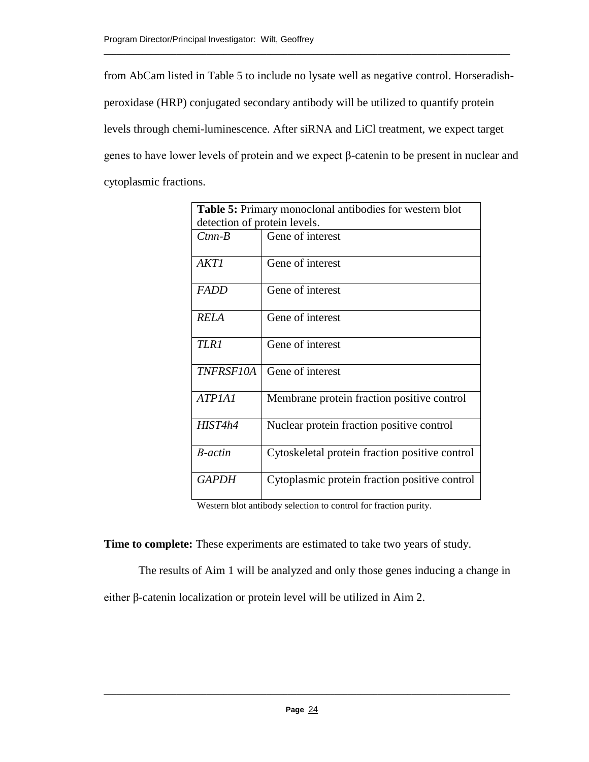from AbCam listed in Table 5 to include no lysate well as negative control. Horseradish-peroxidase (HRP) conjugated secondary antibody will be utilized to quantify protein levels through chemi-luminescence. After siRNA and LiCl treatment, we expect target genes to have lower levels of protein and we expect β-catenin to be present in nuclear and cytoplasmic fractions.

| **Table 5:** Primary monoclonal antibodies for western blot detection of protein levels. | |
|---|---|
| *Ctnn-B* | Gene of interest |
| *AKT1* | Gene of interest |
| *FADD* | Gene of interest |
| *RELA* | Gene of interest |
| *TLR1* | Gene of interest |
| *TNFRSF10A* | Gene of interest |
| *ATP1A1* | Membrane protein fraction positive control |
| *HIST4h4* | Nuclear protein fraction positive control |
| *B-actin* | Cytoskeletal protein fraction positive control |
| *GAPDH* | Cytoplasmic protein fraction positive control |

Western blot antibody selection to control for fraction purity.

**Time to complete:** These experiments are estimated to take two years of study.

The results of Aim 1 will be analyzed and only those genes inducing a change in either β-catenin localization or protein level will be utilized in Aim 2.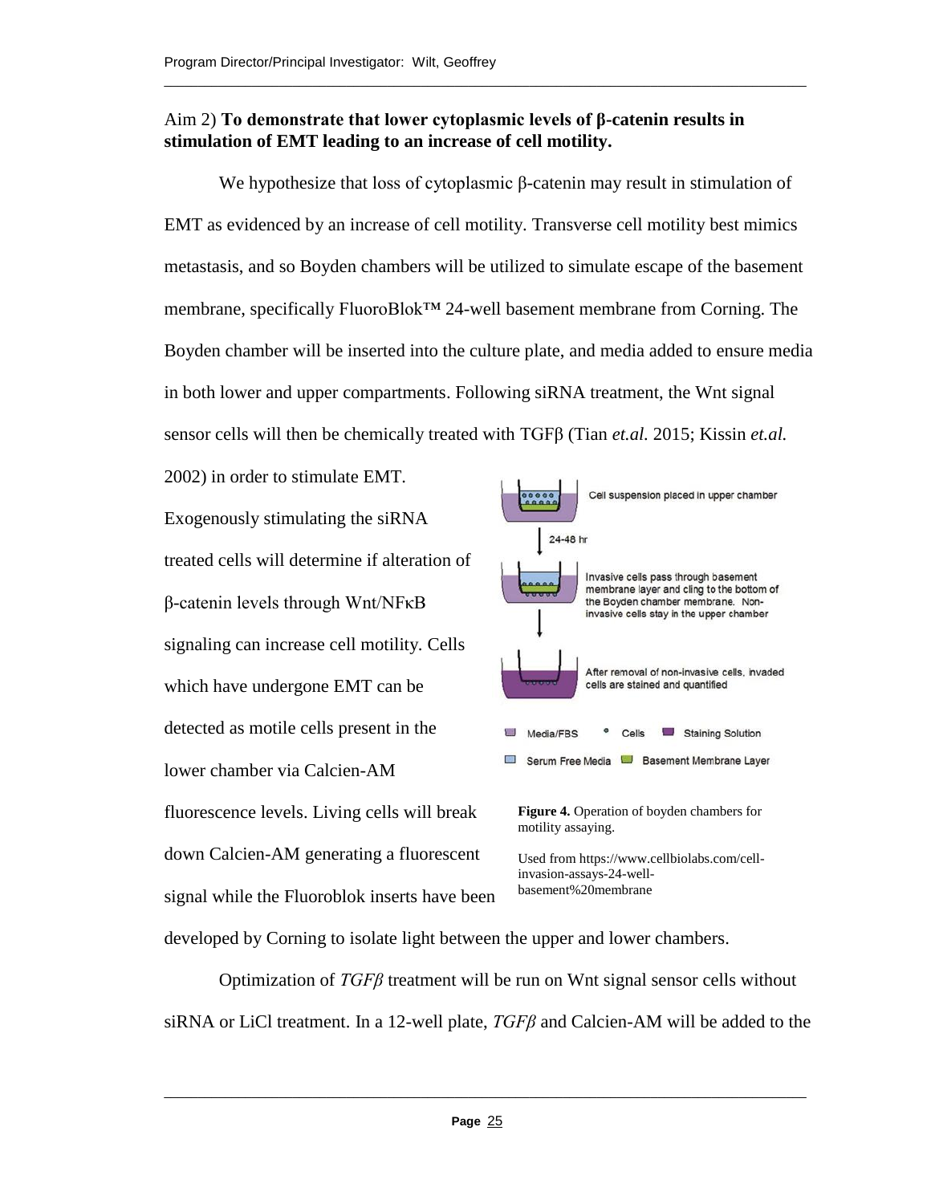Aim 2) **To demonstrate that lower cytoplasmic levels of β-catenin results in stimulation of EMT leading to an increase of cell motility.**

We hypothesize that loss of cytoplasmic β-catenin may result in stimulation of EMT as evidenced by an increase of cell motility. Transverse cell motility best mimics metastasis, and so Boyden chambers will be utilized to simulate escape of the basement membrane, specifically FluoroBlok™ 24-well basement membrane from Corning. The Boyden chamber will be inserted into the culture plate, and media added to ensure media in both lower and upper compartments. Following siRNA treatment, the Wnt signal sensor cells will then be chemically treated with TGFβ (Tian *et.al.* 2015; Kissin *et.al.* 2002) in order to stimulate EMT. Exogenously stimulating the siRNA treated cells will determine if alteration of β-catenin levels through Wnt/NFκB signaling can increase cell motility. Cells which have undergone EMT can be detected as motile cells present in the lower chamber via Calcien-AM fluorescence levels. Living cells will break down Calcien-AM generating a fluorescent signal while the Fluoroblok inserts have been developed by Corning to isolate light between the upper and lower chambers.

Cell suspension placed in upper chamber

24-48 hr

Invasive cells pass through basement membrane layer and cling to the bottom of the Boyden chamber membrane. Non-invasive cells stay in the upper chamber

After removal of non-invasive cells, invaded cells are stained and quantified

Media/FBS · Cells · Staining Solution · Serum Free Media · Basement Membrane Layer

**Figure 4.** Operation of boyden chambers for motility assaying.

Used from https://www.cellbiolabs.com/cell-invasion-assays-24-well-basement%20membrane

Optimization of *TGFβ* treatment will be run on Wnt signal sensor cells without siRNA or LiCl treatment. In a 12-well plate, *TGFβ* and Calcien-AM will be added to the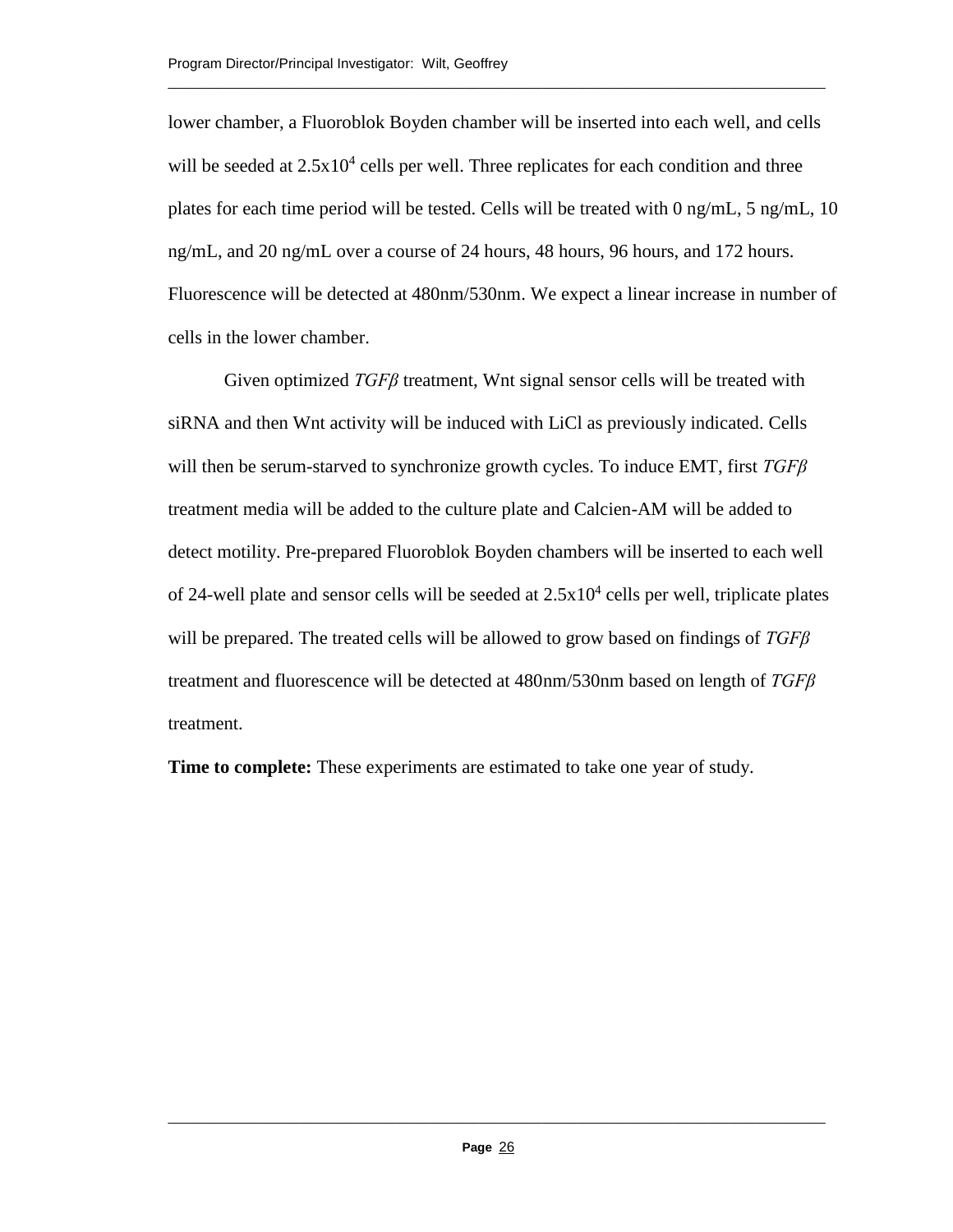lower chamber, a Fluoroblok Boyden chamber will be inserted into each well, and cells will be seeded at $2.5 \times 10^4$ cells per well. Three replicates for each condition and three plates for each time period will be tested. Cells will be treated with 0 ng/mL, 5 ng/mL, 10 ng/mL, and 20 ng/mL over a course of 24 hours, 48 hours, 96 hours, and 172 hours. Fluorescence will be detected at 480nm/530nm. We expect a linear increase in number of cells in the lower chamber.

Given optimized *TGFβ* treatment, Wnt signal sensor cells will be treated with siRNA and then Wnt activity will be induced with LiCl as previously indicated. Cells will then be serum-starved to synchronize growth cycles. To induce EMT, first *TGFβ* treatment media will be added to the culture plate and Calcien-AM will be added to detect motility. Pre-prepared Fluoroblok Boyden chambers will be inserted to each well of 24-well plate and sensor cells will be seeded at $2.5 \times 10^4$ cells per well, triplicate plates will be prepared. The treated cells will be allowed to grow based on findings of *TGFβ* treatment and fluorescence will be detected at 480nm/530nm based on length of *TGFβ* treatment.

**Time to complete:** These experiments are estimated to take one year of study.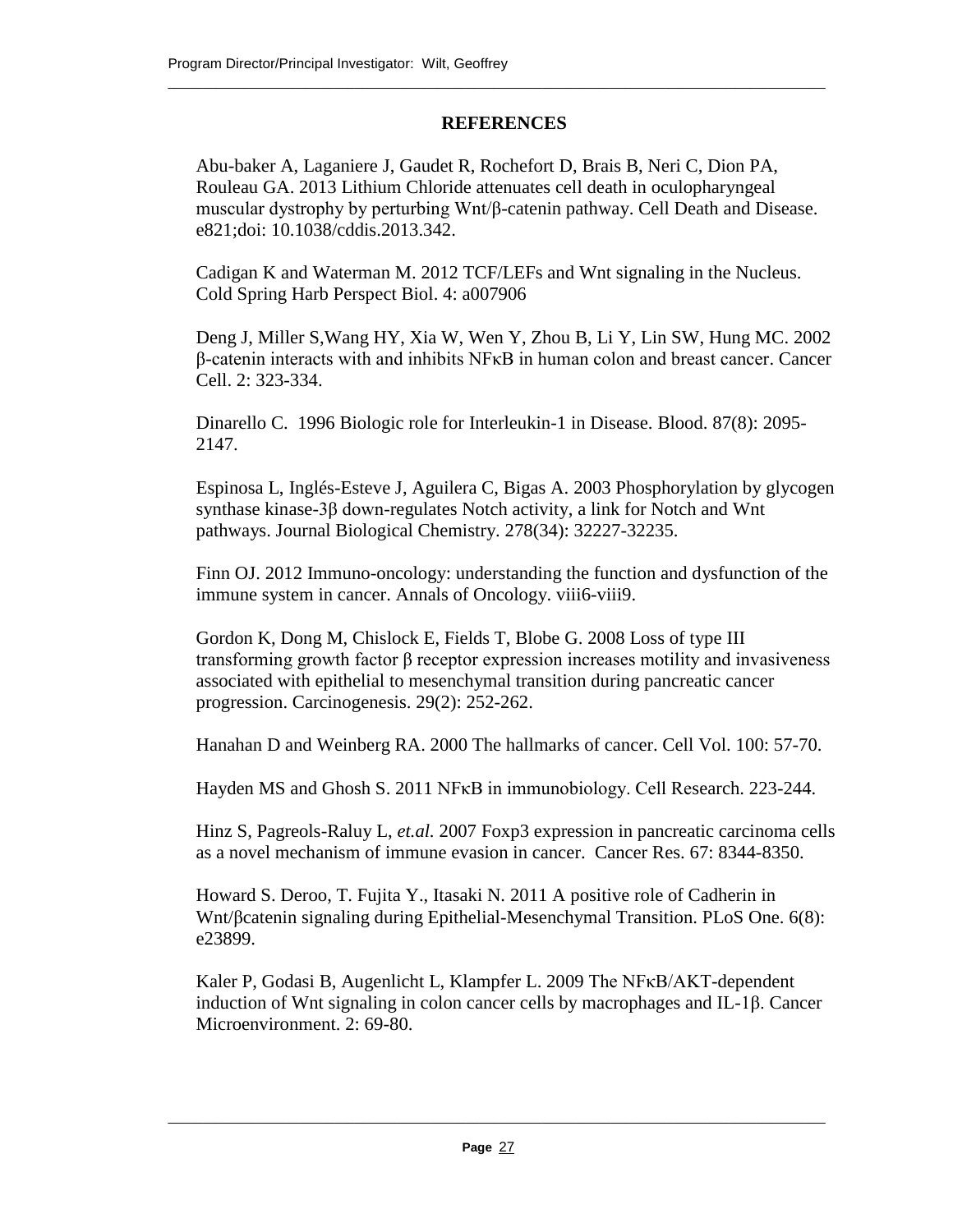## REFERENCES

Abu-baker A, Laganiere J, Gaudet R, Rochefort D, Brais B, Neri C, Dion PA, Rouleau GA. 2013 Lithium Chloride attenuates cell death in oculopharyngeal muscular dystrophy by perturbing Wnt/β-catenin pathway. Cell Death and Disease. e821;doi: 10.1038/cddis.2013.342.

Cadigan K and Waterman M. 2012 TCF/LEFs and Wnt signaling in the Nucleus. Cold Spring Harb Perspect Biol. 4: a007906

Deng J, Miller S,Wang HY, Xia W, Wen Y, Zhou B, Li Y, Lin SW, Hung MC. 2002 β-catenin interacts with and inhibits NFκB in human colon and breast cancer. Cancer Cell. 2: 323-334.

Dinarello C. 1996 Biologic role for Interleukin-1 in Disease. Blood. 87(8): 2095-2147.

Espinosa L, Inglés-Esteve J, Aguilera C, Bigas A. 2003 Phosphorylation by glycogen synthase kinase-3β down-regulates Notch activity, a link for Notch and Wnt pathways. Journal Biological Chemistry. 278(34): 32227-32235.

Finn OJ. 2012 Immuno-oncology: understanding the function and dysfunction of the immune system in cancer. Annals of Oncology. viii6-viii9.

Gordon K, Dong M, Chislock E, Fields T, Blobe G. 2008 Loss of type III transforming growth factor β receptor expression increases motility and invasiveness associated with epithelial to mesenchymal transition during pancreatic cancer progression. Carcinogenesis. 29(2): 252-262.

Hanahan D and Weinberg RA. 2000 The hallmarks of cancer. Cell Vol. 100: 57-70.

Hayden MS and Ghosh S. 2011 NFκB in immunobiology. Cell Research. 223-244.

Hinz S, Pagreols-Raluy L, *et.al.* 2007 Foxp3 expression in pancreatic carcinoma cells as a novel mechanism of immune evasion in cancer. Cancer Res. 67: 8344-8350.

Howard S. Deroo, T. Fujita Y., Itasaki N. 2011 A positive role of Cadherin in Wnt/βcatenin signaling during Epithelial-Mesenchymal Transition. PLoS One. 6(8): e23899.

Kaler P, Godasi B, Augenlicht L, Klampfer L. 2009 The NFκB/AKT-dependent induction of Wnt signaling in colon cancer cells by macrophages and IL-1β. Cancer Microenvironment. 2: 69-80.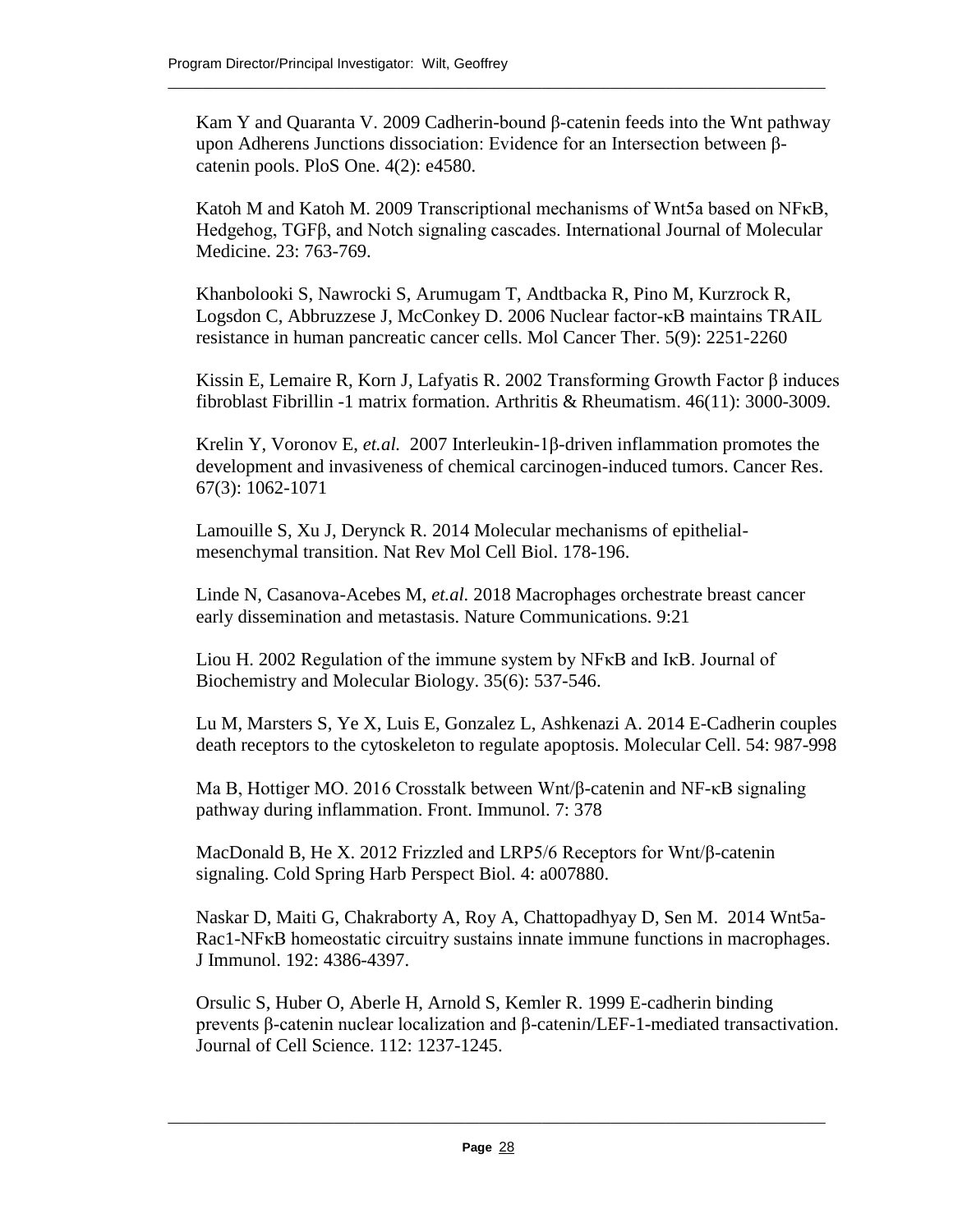Kam Y and Quaranta V. 2009 Cadherin-bound β-catenin feeds into the Wnt pathway upon Adherens Junctions dissociation: Evidence for an Intersection between β-catenin pools. PloS One. 4(2): e4580.

Katoh M and Katoh M. 2009 Transcriptional mechanisms of Wnt5a based on NFκB, Hedgehog, TGFβ, and Notch signaling cascades. International Journal of Molecular Medicine. 23: 763-769.

Khanbolooki S, Nawrocki S, Arumugam T, Andtbacka R, Pino M, Kurzrock R, Logsdon C, Abbruzzese J, McConkey D. 2006 Nuclear factor-κB maintains TRAIL resistance in human pancreatic cancer cells. Mol Cancer Ther. 5(9): 2251-2260

Kissin E, Lemaire R, Korn J, Lafyatis R. 2002 Transforming Growth Factor β induces fibroblast Fibrillin -1 matrix formation. Arthritis & Rheumatism. 46(11): 3000-3009.

Krelin Y, Voronov E, *et.al.* 2007 Interleukin-1β-driven inflammation promotes the development and invasiveness of chemical carcinogen-induced tumors. Cancer Res. 67(3): 1062-1071

Lamouille S, Xu J, Derynck R. 2014 Molecular mechanisms of epithelial-mesenchymal transition. Nat Rev Mol Cell Biol. 178-196.

Linde N, Casanova-Acebes M, *et.al.* 2018 Macrophages orchestrate breast cancer early dissemination and metastasis. Nature Communications. 9:21

Liou H. 2002 Regulation of the immune system by NFκB and IκB. Journal of Biochemistry and Molecular Biology. 35(6): 537-546.

Lu M, Marsters S, Ye X, Luis E, Gonzalez L, Ashkenazi A. 2014 E-Cadherin couples death receptors to the cytoskeleton to regulate apoptosis. Molecular Cell. 54: 987-998

Ma B, Hottiger MO. 2016 Crosstalk between Wnt/β-catenin and NF-κB signaling pathway during inflammation. Front. Immunol. 7: 378

MacDonald B, He X. 2012 Frizzled and LRP5/6 Receptors for Wnt/β-catenin signaling. Cold Spring Harb Perspect Biol. 4: a007880.

Naskar D, Maiti G, Chakraborty A, Roy A, Chattopadhyay D, Sen M. 2014 Wnt5a-Rac1-NFκB homeostatic circuitry sustains innate immune functions in macrophages. J Immunol. 192: 4386-4397.

Orsulic S, Huber O, Aberle H, Arnold S, Kemler R. 1999 E-cadherin binding prevents β-catenin nuclear localization and β-catenin/LEF-1-mediated transactivation. Journal of Cell Science. 112: 1237-1245.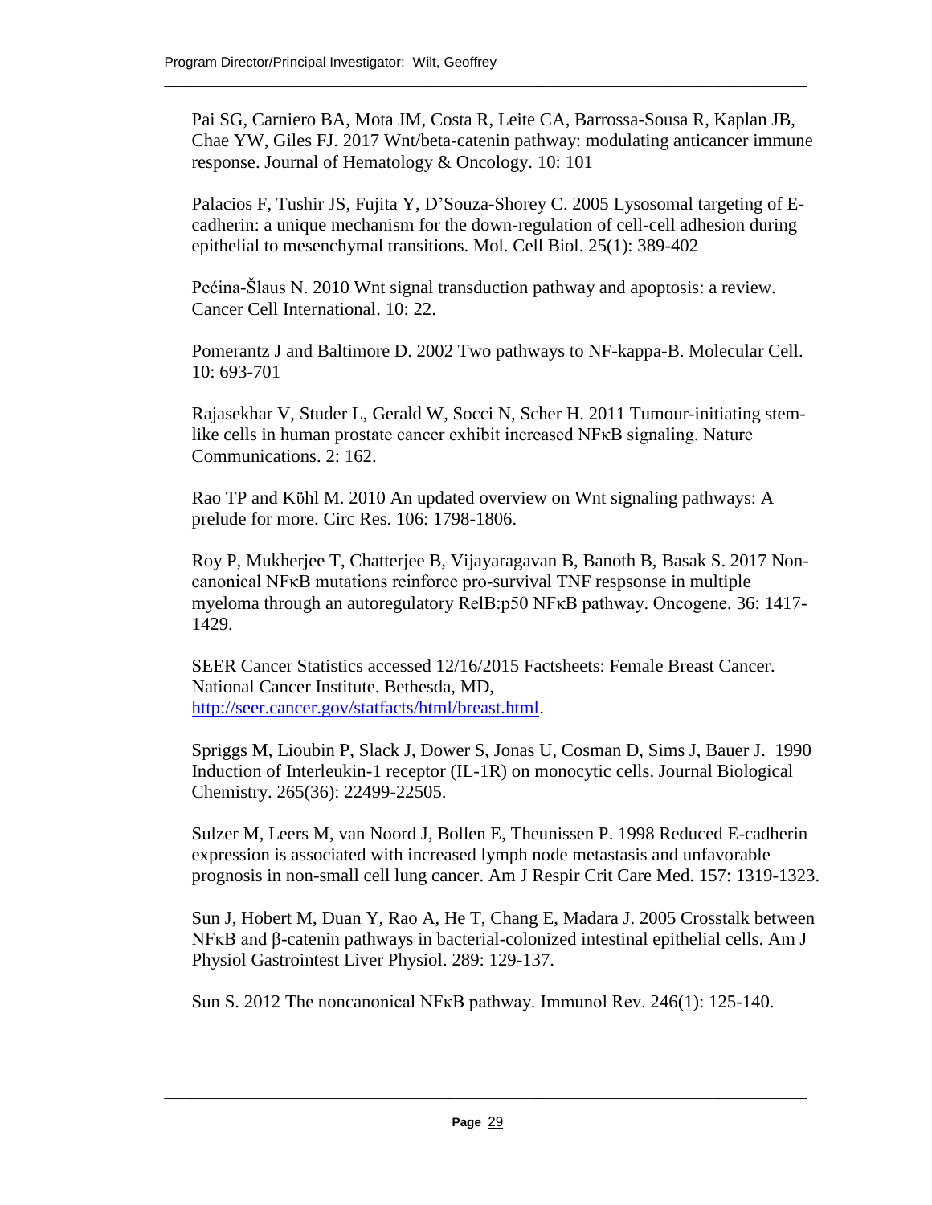Pai SG, Carniero BA, Mota JM, Costa R, Leite CA, Barrossa-Sousa R, Kaplan JB, Chae YW, Giles FJ. 2017 Wnt/beta-catenin pathway: modulating anticancer immune response. Journal of Hematology & Oncology. 10: 101

Palacios F, Tushir JS, Fujita Y, D'Souza-Shorey C. 2005 Lysosomal targeting of E-cadherin: a unique mechanism for the down-regulation of cell-cell adhesion during epithelial to mesenchymal transitions. Mol. Cell Biol. 25(1): 389-402

Pećina-Šlaus N. 2010 Wnt signal transduction pathway and apoptosis: a review. Cancer Cell International. 10: 22.

Pomerantz J and Baltimore D. 2002 Two pathways to NF-kappa-B. Molecular Cell. 10: 693-701

Rajasekhar V, Studer L, Gerald W, Socci N, Scher H. 2011 Tumour-initiating stem-like cells in human prostate cancer exhibit increased NFκB signaling. Nature Communications. 2: 162.

Rao TP and Kühl M. 2010 An updated overview on Wnt signaling pathways: A prelude for more. Circ Res. 106: 1798-1806.

Roy P, Mukherjee T, Chatterjee B, Vijayaragavan B, Banoth B, Basak S. 2017 Non-canonical NFκB mutations reinforce pro-survival TNF respsonse in multiple myeloma through an autoregulatory RelB:p50 NFκB pathway. Oncogene. 36: 1417-1429.

SEER Cancer Statistics accessed 12/16/2015 Factsheets: Female Breast Cancer. National Cancer Institute. Bethesda, MD, http://seer.cancer.gov/statfacts/html/breast.html.

Spriggs M, Lioubin P, Slack J, Dower S, Jonas U, Cosman D, Sims J, Bauer J. 1990 Induction of Interleukin-1 receptor (IL-1R) on monocytic cells. Journal Biological Chemistry. 265(36): 22499-22505.

Sulzer M, Leers M, van Noord J, Bollen E, Theunissen P. 1998 Reduced E-cadherin expression is associated with increased lymph node metastasis and unfavorable prognosis in non-small cell lung cancer. Am J Respir Crit Care Med. 157: 1319-1323.

Sun J, Hobert M, Duan Y, Rao A, He T, Chang E, Madara J. 2005 Crosstalk between NFκB and β-catenin pathways in bacterial-colonized intestinal epithelial cells. Am J Physiol Gastrointest Liver Physiol. 289: 129-137.

Sun S. 2012 The noncanonical NFκB pathway. Immunol Rev. 246(1): 125-140.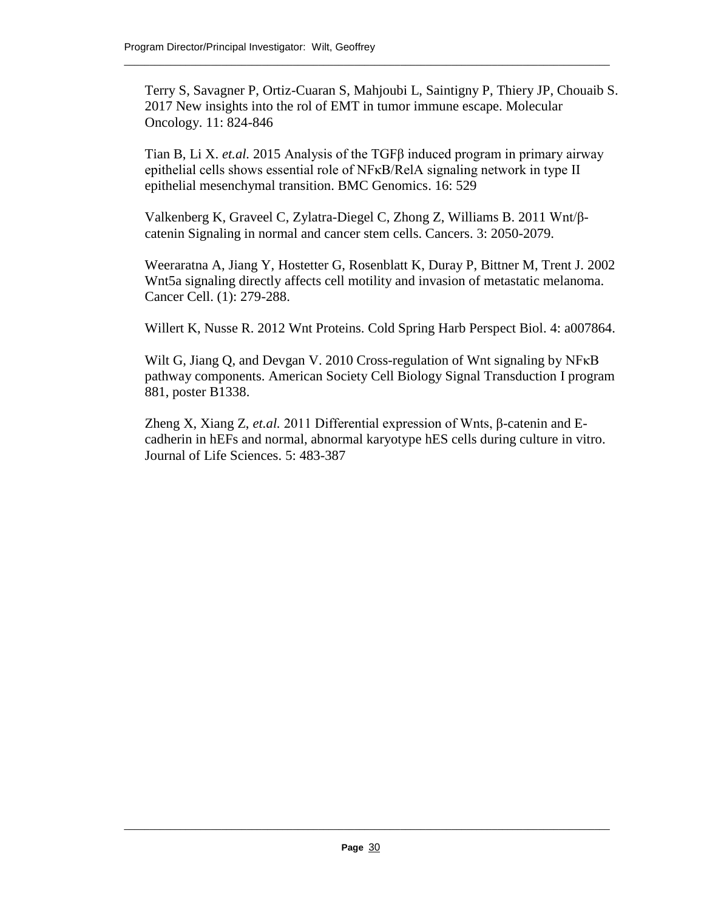Terry S, Savagner P, Ortiz-Cuaran S, Mahjoubi L, Saintigny P, Thiery JP, Chouaib S. 2017 New insights into the rol of EMT in tumor immune escape. Molecular Oncology. 11: 824-846

Tian B, Li X. *et.al.* 2015 Analysis of the TGFβ induced program in primary airway epithelial cells shows essential role of NFκB/RelA signaling network in type II epithelial mesenchymal transition. BMC Genomics. 16: 529

Valkenberg K, Graveel C, Zylatra-Diegel C, Zhong Z, Williams B. 2011 Wnt/β-catenin Signaling in normal and cancer stem cells. Cancers. 3: 2050-2079.

Weeraratna A, Jiang Y, Hostetter G, Rosenblatt K, Duray P, Bittner M, Trent J. 2002 Wnt5a signaling directly affects cell motility and invasion of metastatic melanoma. Cancer Cell. (1): 279-288.

Willert K, Nusse R. 2012 Wnt Proteins. Cold Spring Harb Perspect Biol. 4: a007864.

Wilt G, Jiang Q, and Devgan V. 2010 Cross-regulation of Wnt signaling by NFκB pathway components. American Society Cell Biology Signal Transduction I program 881, poster B1338.

Zheng X, Xiang Z, *et.al.* 2011 Differential expression of Wnts, β-catenin and E-cadherin in hEFs and normal, abnormal karyotype hES cells during culture in vitro. Journal of Life Sciences. 5: 483-387